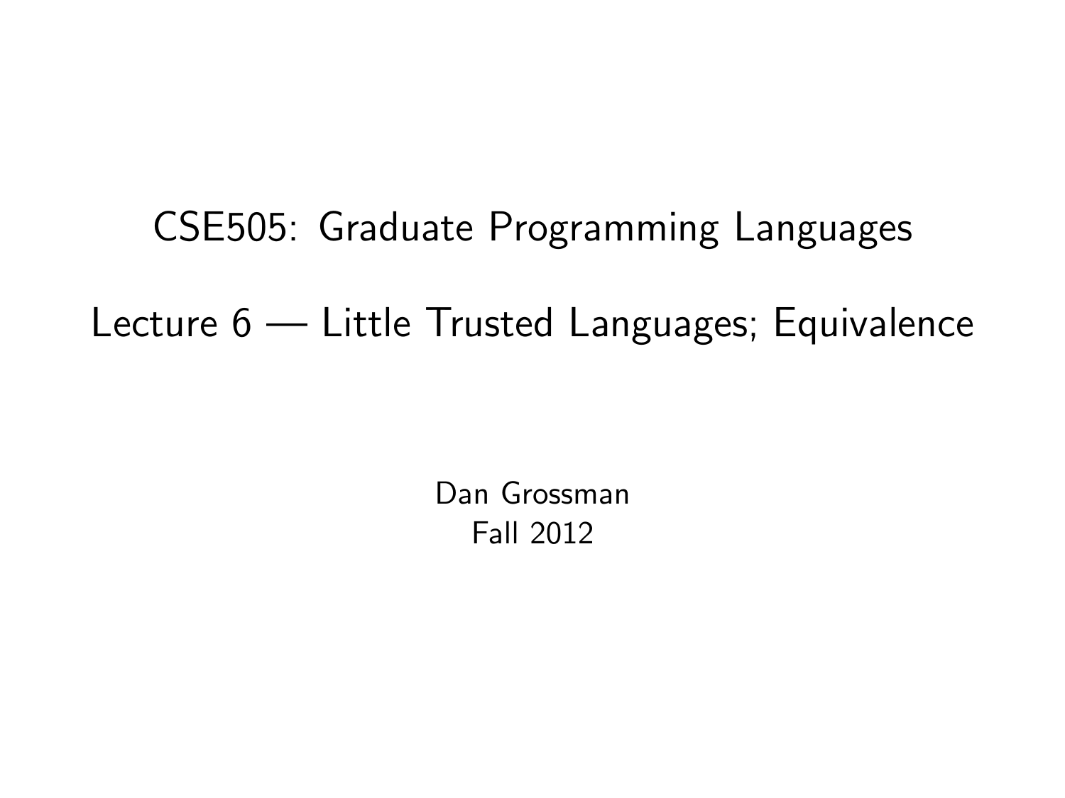# CSE505: Graduate Programming Languages

## Lecture 6 — Little Trusted Languages; Equivalence

Dan Grossman
Fall 2012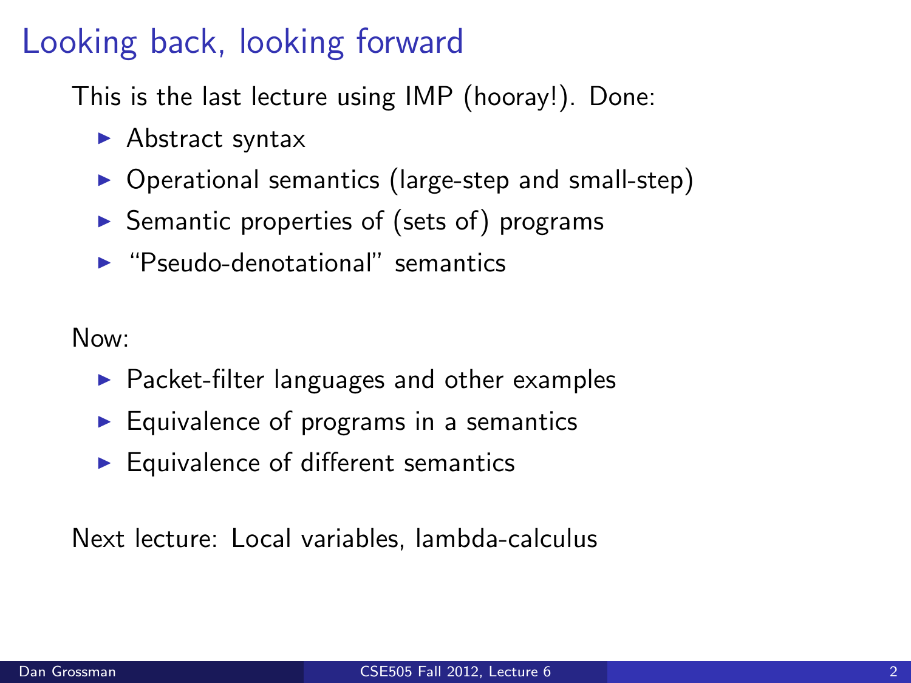# Looking back, looking forward

This is the last lecture using IMP (hooray!). Done:

- Abstract syntax
- Operational semantics (large-step and small-step)
- Semantic properties of (sets of) programs
- "Pseudo-denotational" semantics

Now:

- Packet-filter languages and other examples
- Equivalence of programs in a semantics
- Equivalence of different semantics

Next lecture: Local variables, lambda-calculus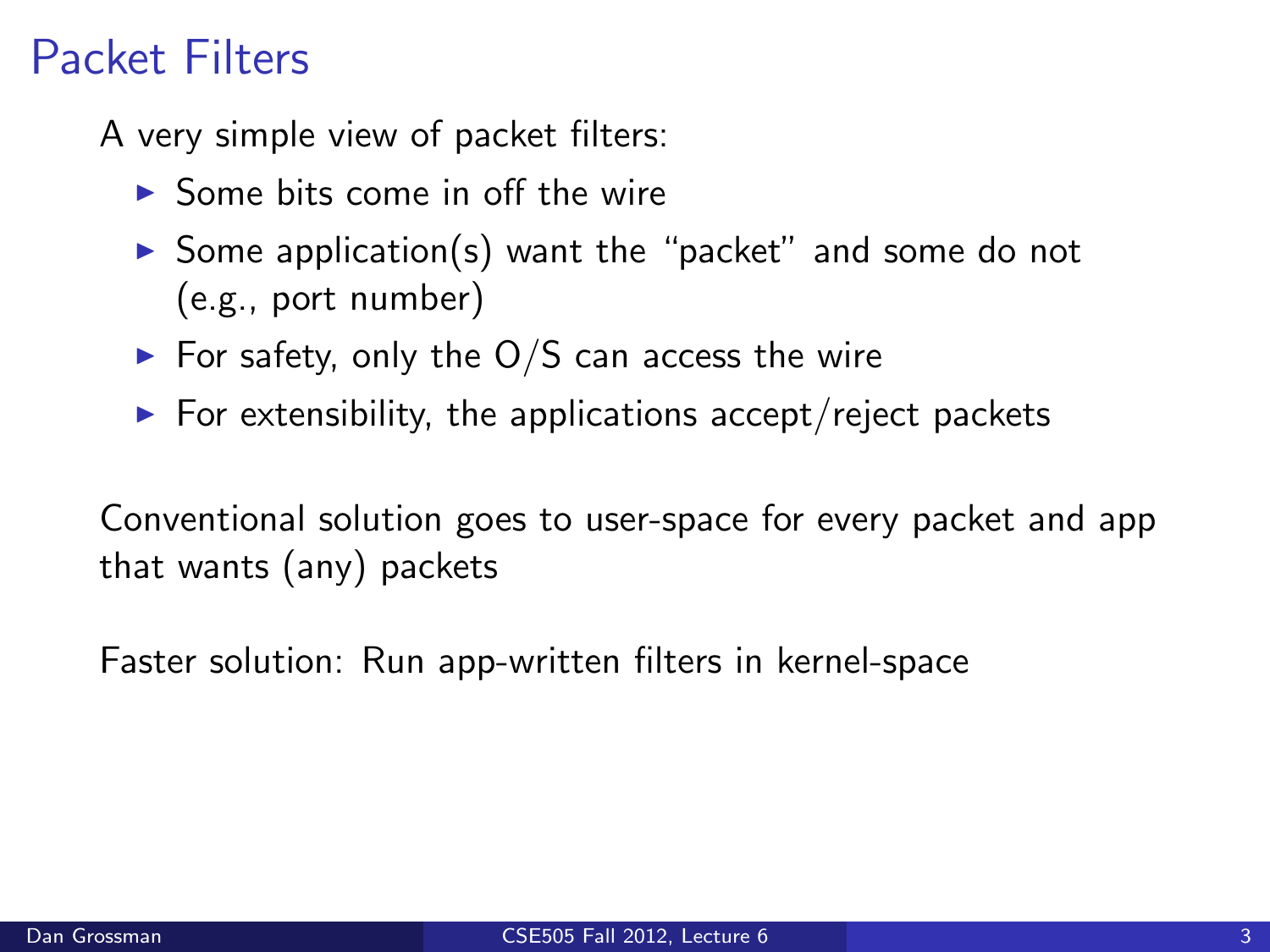# Packet Filters

A very simple view of packet filters:

- Some bits come in off the wire
- Some application(s) want the "packet" and some do not (e.g., port number)
- For safety, only the O/S can access the wire
- For extensibility, the applications accept/reject packets

Conventional solution goes to user-space for every packet and app that wants (any) packets

Faster solution: Run app-written filters in kernel-space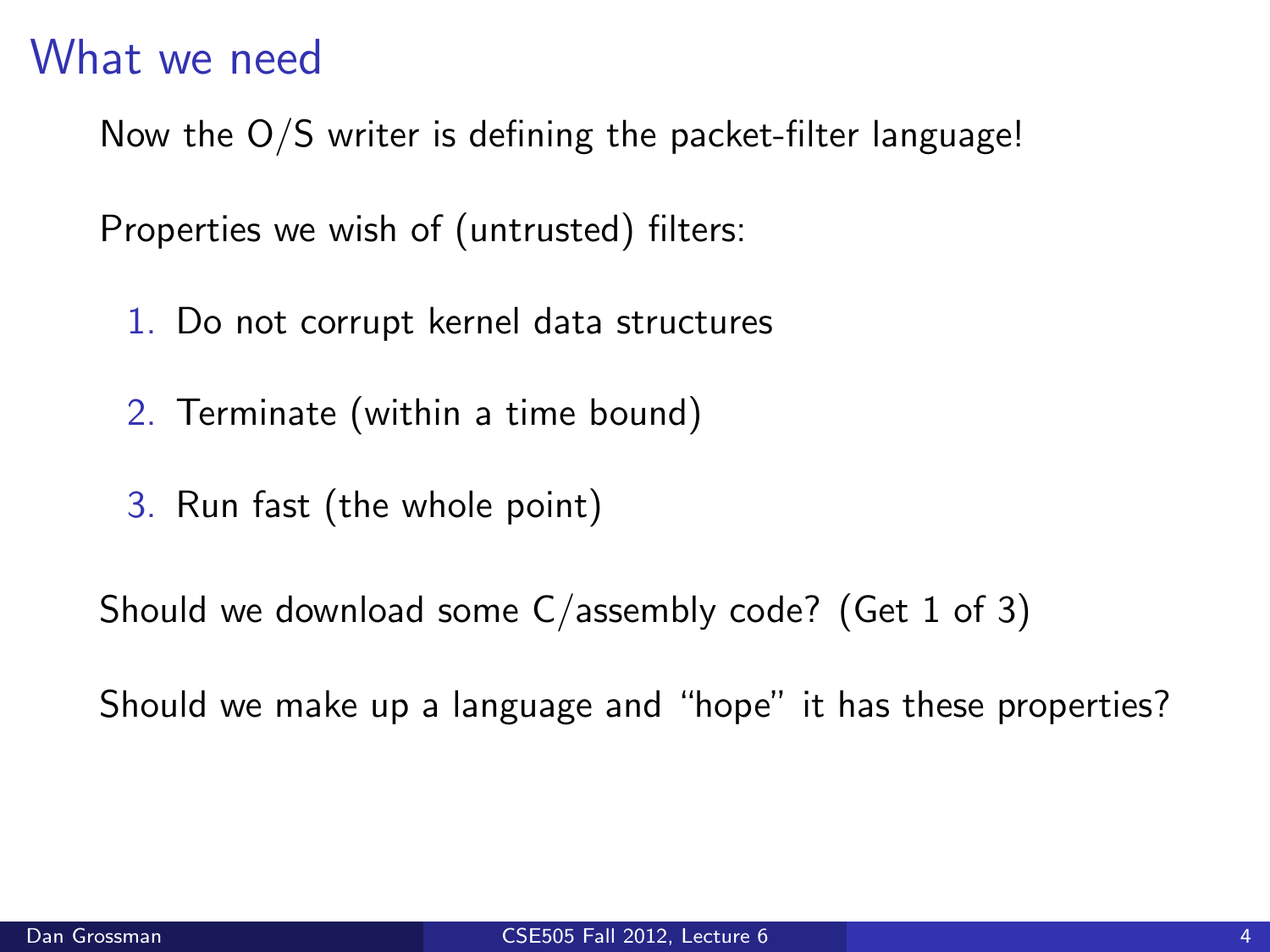# What we need

Now the O/S writer is defining the packet-filter language!

Properties we wish of (untrusted) filters:

1. Do not corrupt kernel data structures
2. Terminate (within a time bound)
3. Run fast (the whole point)

Should we download some C/assembly code? (Get 1 of 3)

Should we make up a language and "hope" it has these properties?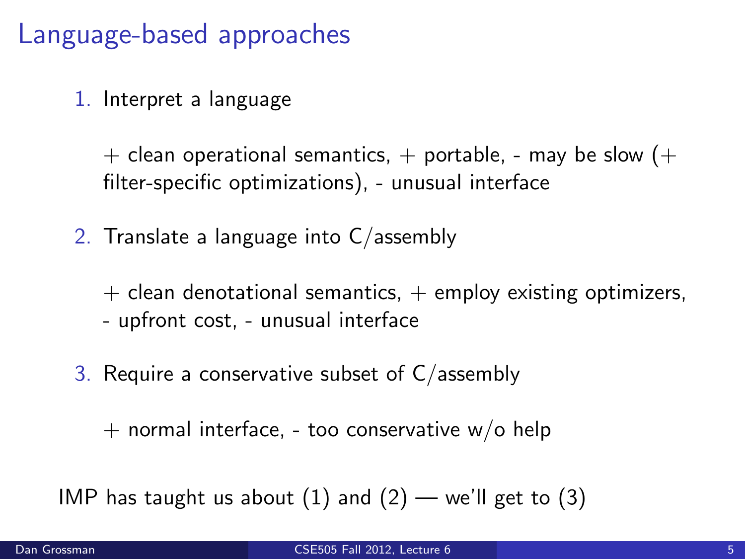# Language-based approaches

1. Interpret a language

   + clean operational semantics, + portable, - may be slow (+ filter-specific optimizations), - unusual interface

2. Translate a language into C/assembly

   + clean denotational semantics, + employ existing optimizers, - upfront cost, - unusual interface

3. Require a conservative subset of C/assembly

   + normal interface, - too conservative w/o help

IMP has taught us about (1) and (2) — we'll get to (3)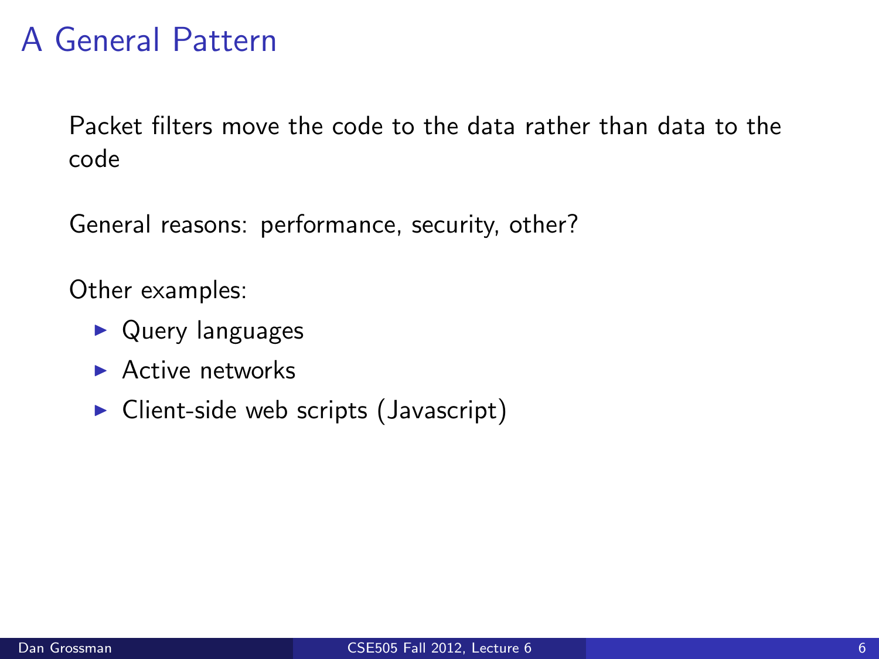# A General Pattern

Packet filters move the code to the data rather than data to the code

General reasons: performance, security, other?

Other examples:

- Query languages
- Active networks
- Client-side web scripts (Javascript)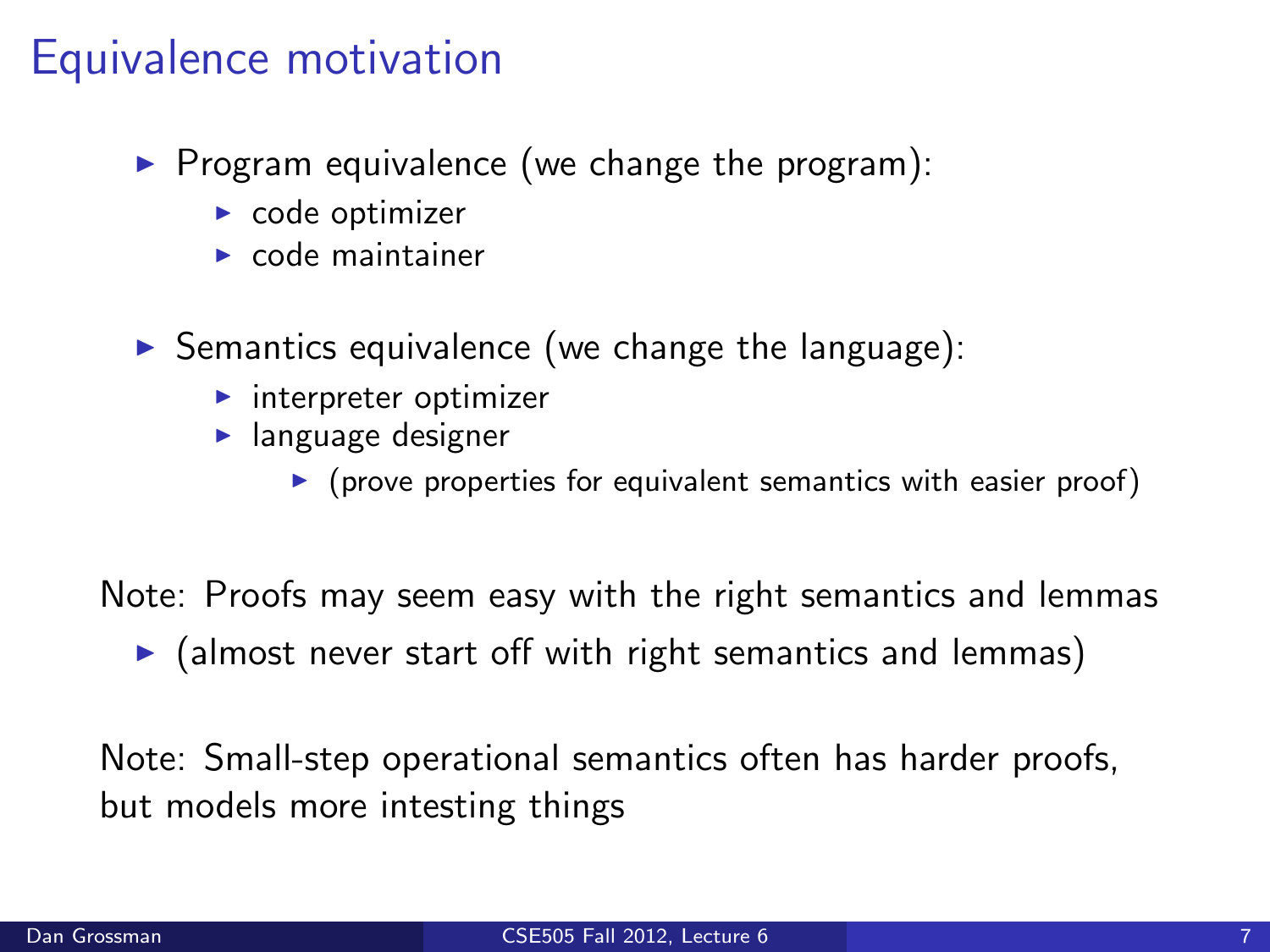# Equivalence motivation

- Program equivalence (we change the program):
  - code optimizer
  - code maintainer
- Semantics equivalence (we change the language):
  - interpreter optimizer
  - language designer
    - (prove properties for equivalent semantics with easier proof)

Note: Proofs may seem easy with the right semantics and lemmas

- (almost never start off with right semantics and lemmas)

Note: Small-step operational semantics often has harder proofs, but models more intesting things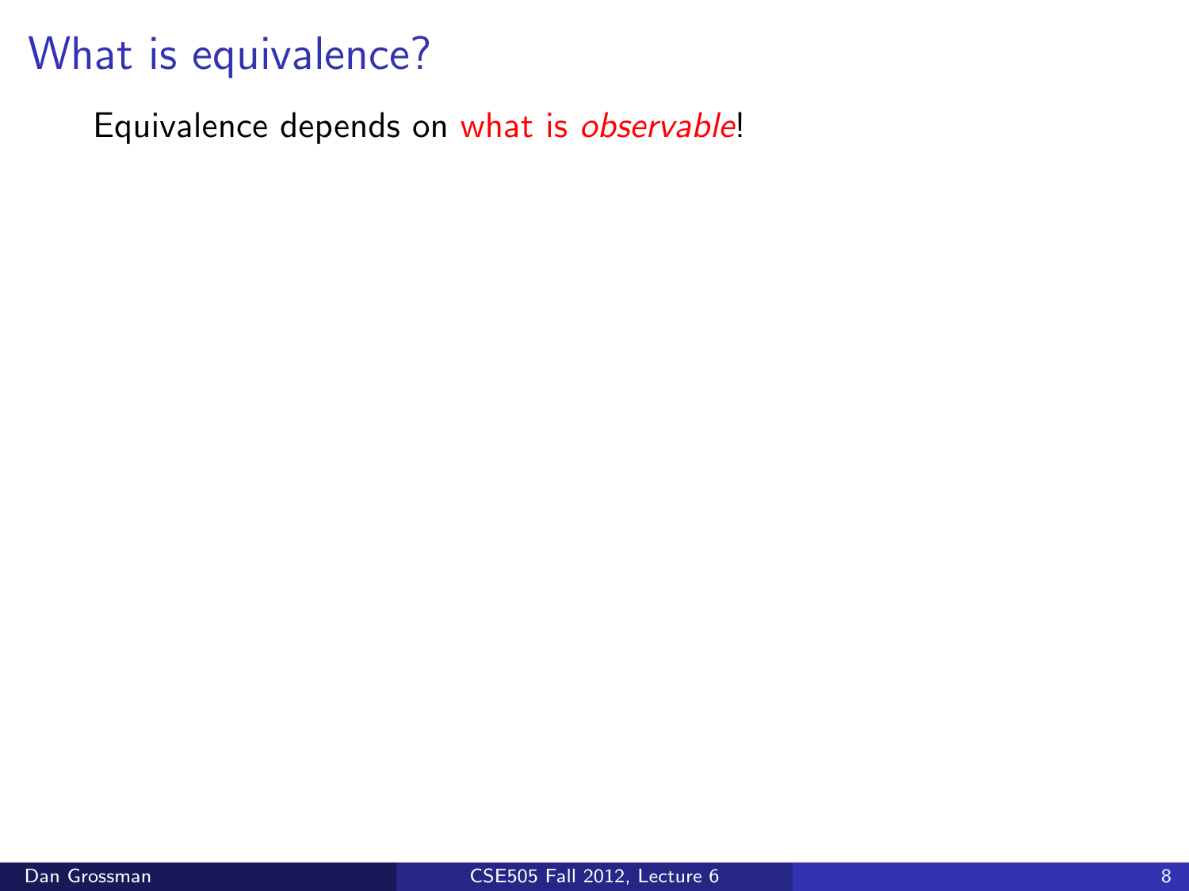# What is equivalence?

Equivalence depends on what is *observable*!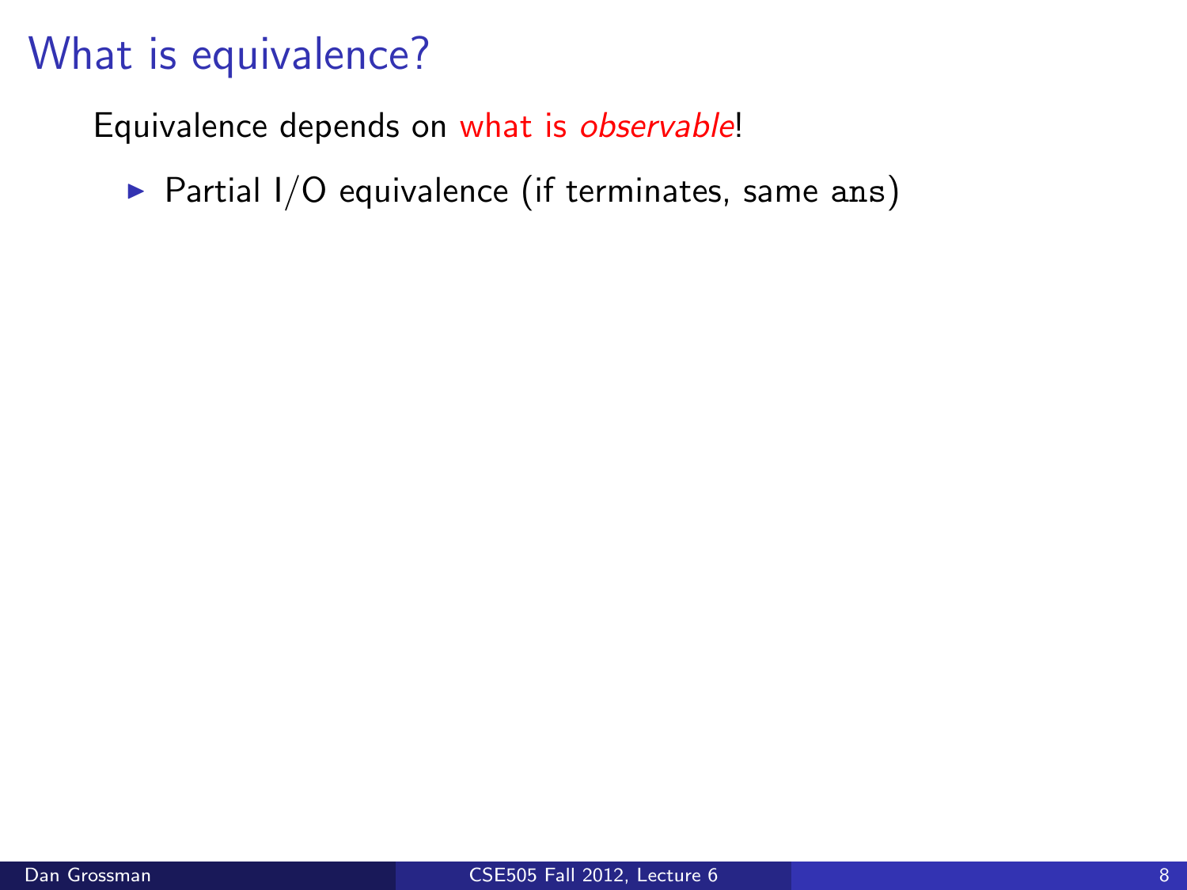# What is equivalence?

Equivalence depends on *what is observable*!

- Partial I/O equivalence (if terminates, same `ans`)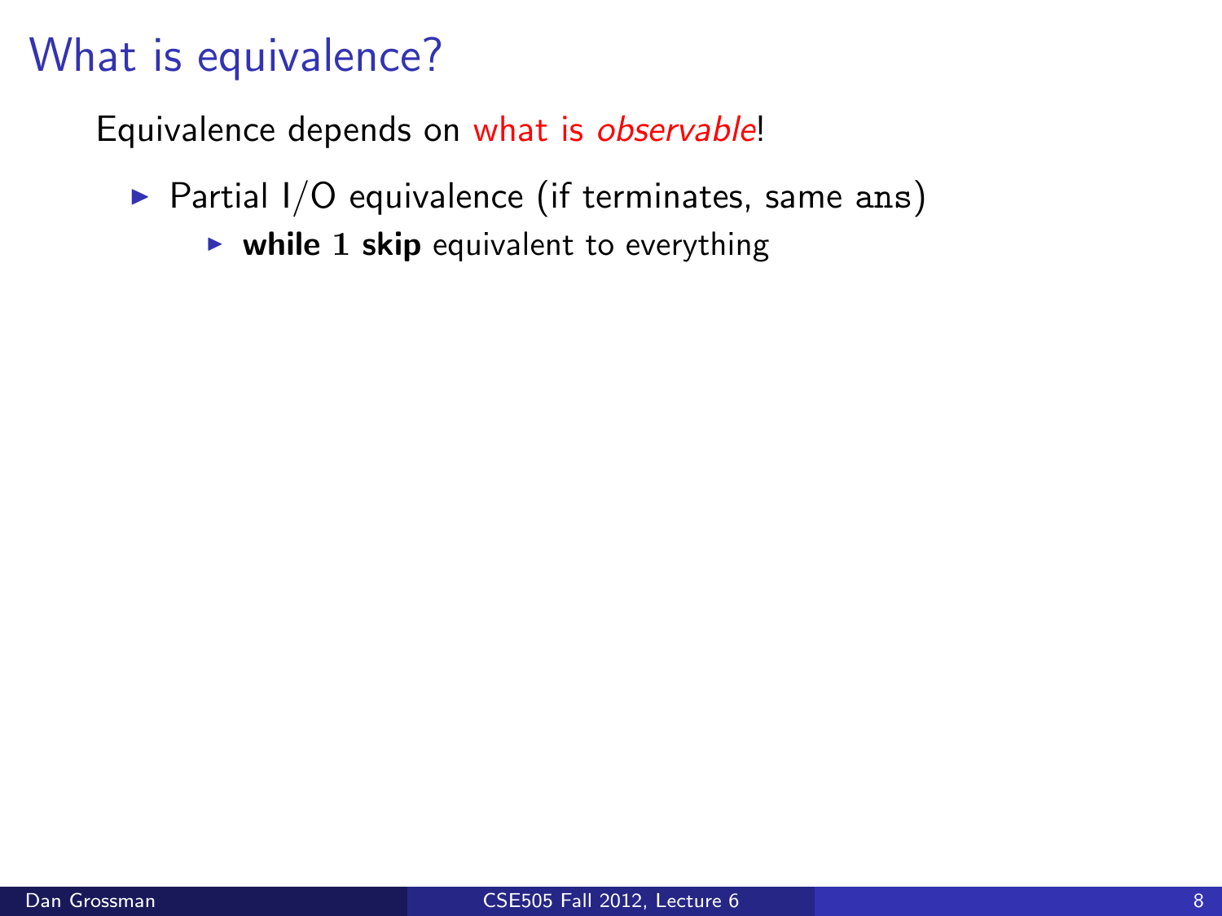# What is equivalence?

Equivalence depends on *what is observable*!

- Partial I/O equivalence (if terminates, same `ans`)
  - **while** $1$ **skip** equivalent to everything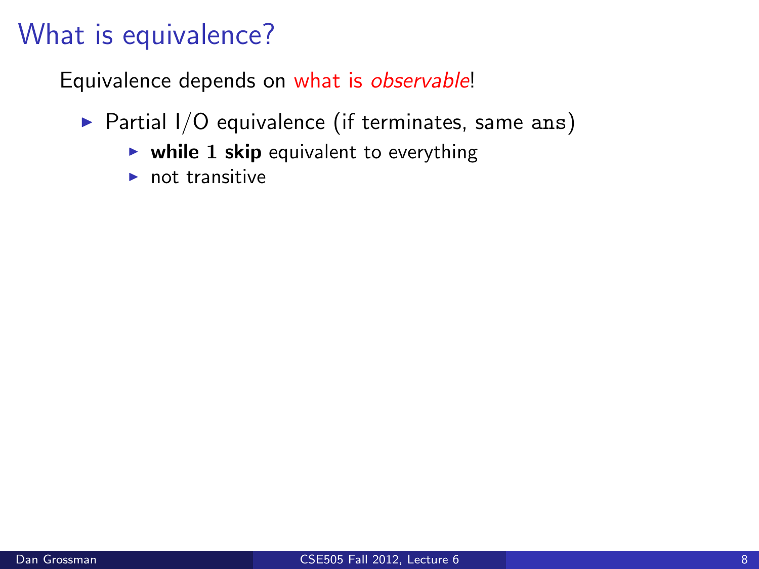# What is equivalence?

Equivalence depends on what is *observable*!

- Partial I/O equivalence (if terminates, same `ans`)
  - **while** $1$ **skip** equivalent to everything
  - not transitive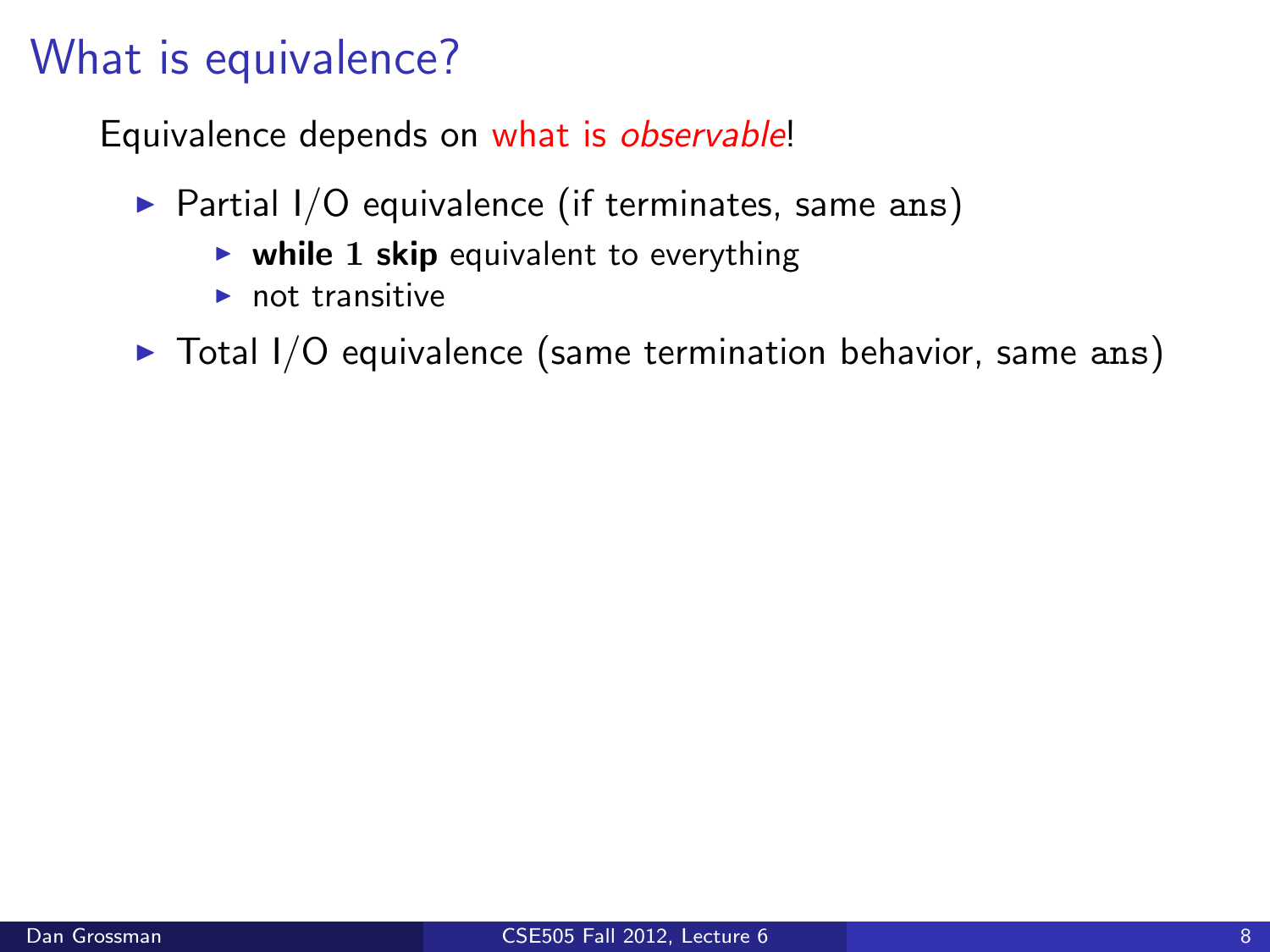# What is equivalence?

Equivalence depends on *what is observable*!

- Partial I/O equivalence (if terminates, same `ans`)
  - **while** 1 **skip** equivalent to everything
  - not transitive
- Total I/O equivalence (same termination behavior, same `ans`)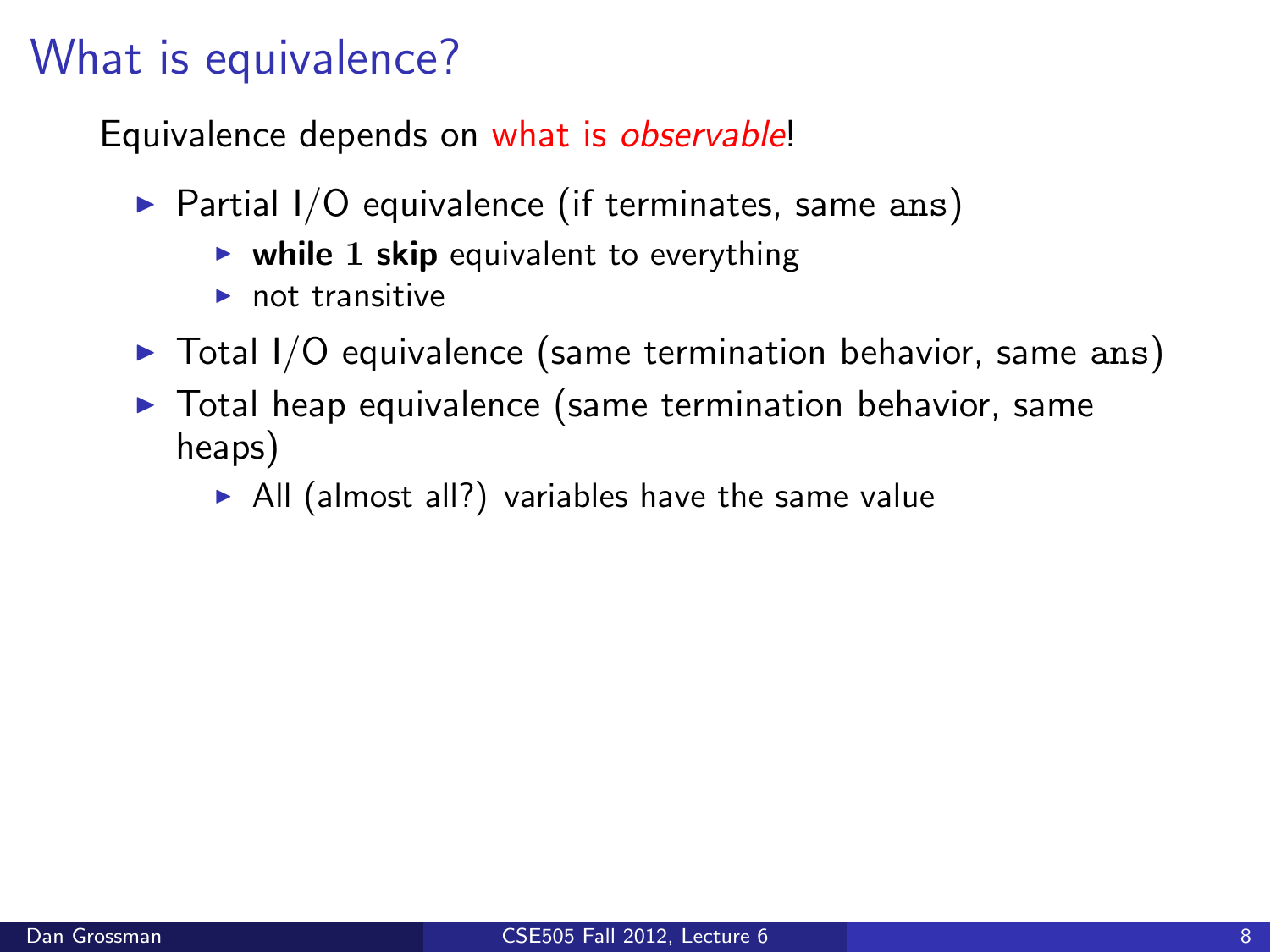# What is equivalence?

Equivalence depends on *what is observable*!

- Partial I/O equivalence (if terminates, same `ans`)
  - **while** 1 **skip** equivalent to everything
  - not transitive
- Total I/O equivalence (same termination behavior, same `ans`)
- Total heap equivalence (same termination behavior, same heaps)
  - All (almost all?) variables have the same value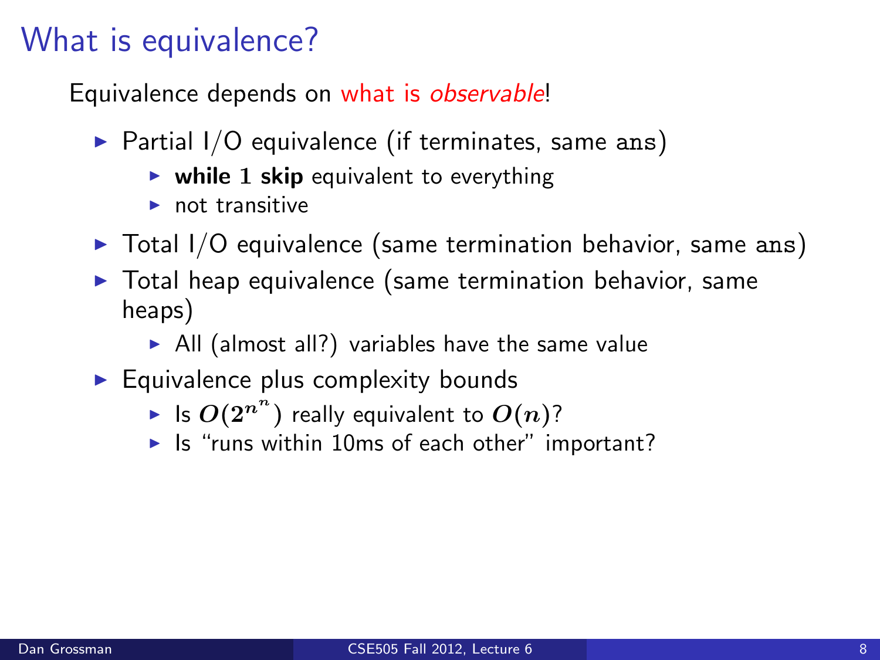# What is equivalence?

Equivalence depends on what is *observable*!

- Partial I/O equivalence (if terminates, same `ans`)
  - **while** $1$ **skip** equivalent to everything
  - not transitive
- Total I/O equivalence (same termination behavior, same `ans`)
- Total heap equivalence (same termination behavior, same heaps)
  - All (almost all?) variables have the same value
- Equivalence plus complexity bounds
  - Is $O(2^{n^n})$ really equivalent to $O(n)$?
  - Is "runs within 10ms of each other" important?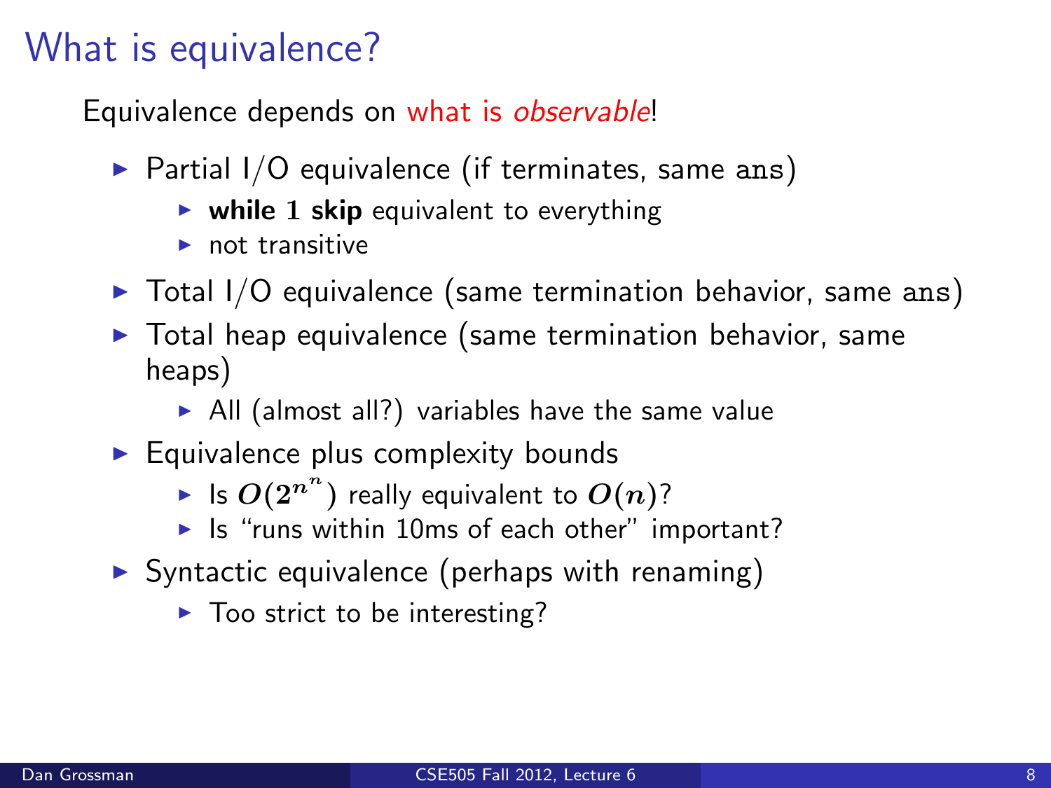# What is equivalence?

Equivalence depends on what is *observable*!

- Partial I/O equivalence (if terminates, same `ans`)
  - **while** $1$ **skip** equivalent to everything
  - not transitive
- Total I/O equivalence (same termination behavior, same `ans`)
- Total heap equivalence (same termination behavior, same heaps)
  - All (almost all?) variables have the same value
- Equivalence plus complexity bounds
  - Is $O(2^{n^n})$ really equivalent to $O(n)$?
  - Is "runs within 10ms of each other" important?
- Syntactic equivalence (perhaps with renaming)
  - Too strict to be interesting?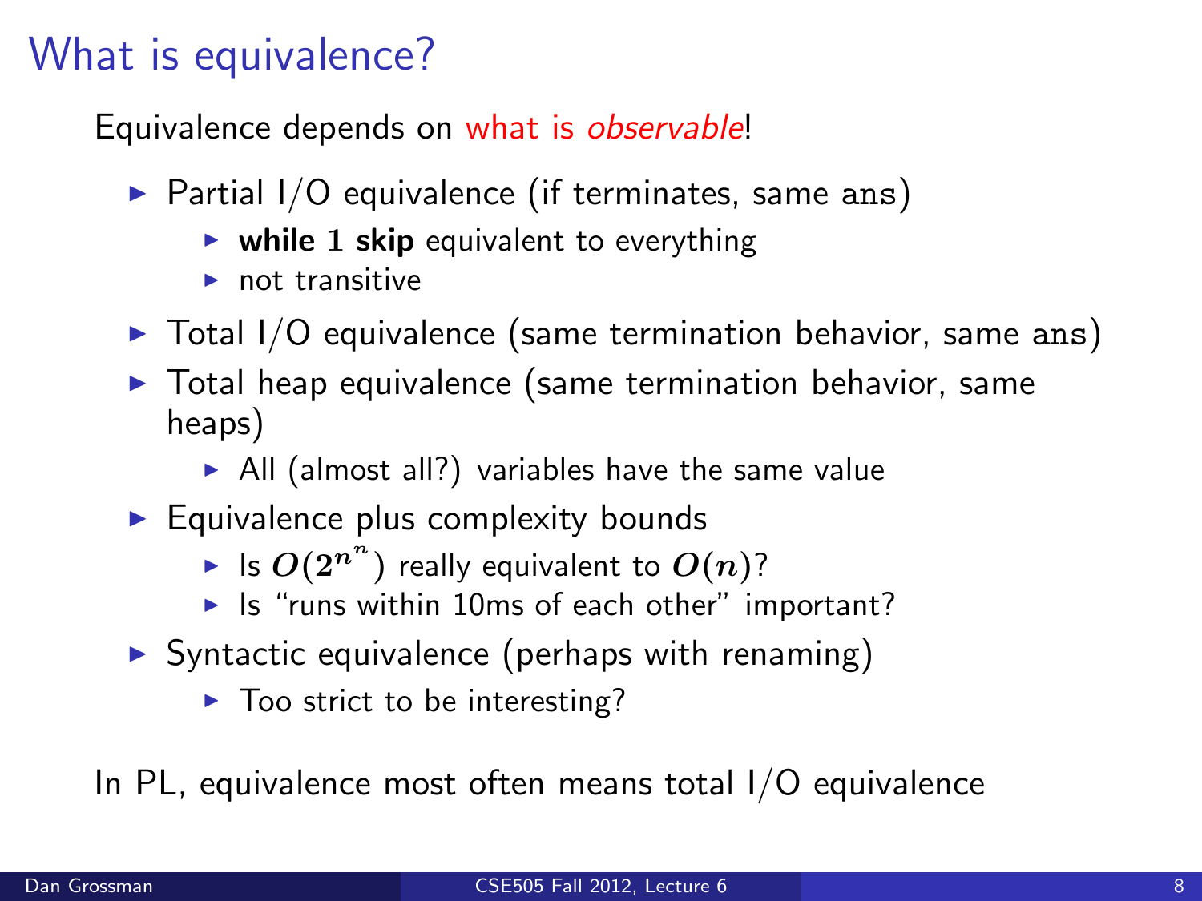# What is equivalence?

Equivalence depends on what is *observable*!

- Partial I/O equivalence (if terminates, same ans)
  - **while** $1$ **skip** equivalent to everything
  - not transitive
- Total I/O equivalence (same termination behavior, same ans)
- Total heap equivalence (same termination behavior, same heaps)
  - All (almost all?) variables have the same value
- Equivalence plus complexity bounds
  - Is $O(2^{n^n})$ really equivalent to $O(n)$?
  - Is "runs within 10ms of each other" important?
- Syntactic equivalence (perhaps with renaming)
  - Too strict to be interesting?

In PL, equivalence most often means total I/O equivalence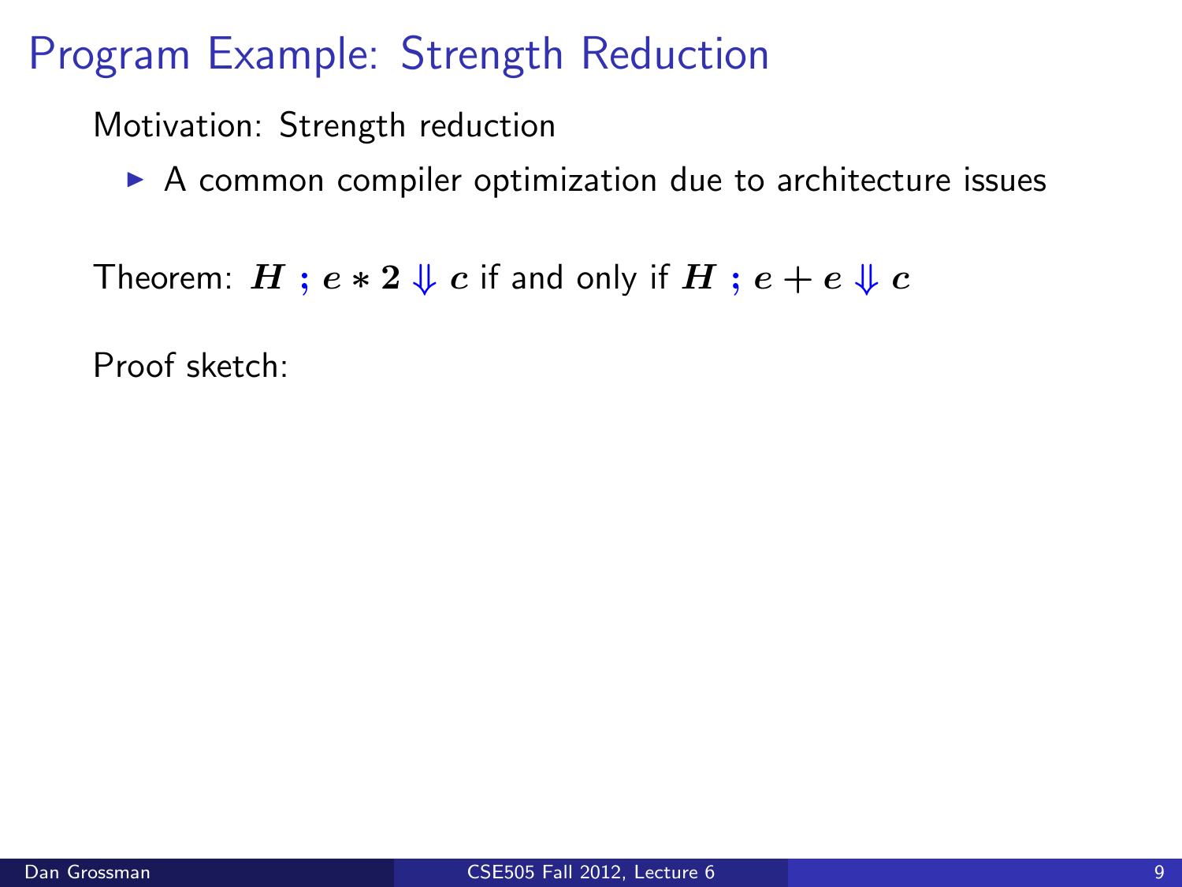# Program Example: Strength Reduction

Motivation: Strength reduction

- A common compiler optimization due to architecture issues

Theorem: $H \; ; e * 2 \Downarrow c$ if and only if $H \; ; e + e \Downarrow c$

Proof sketch: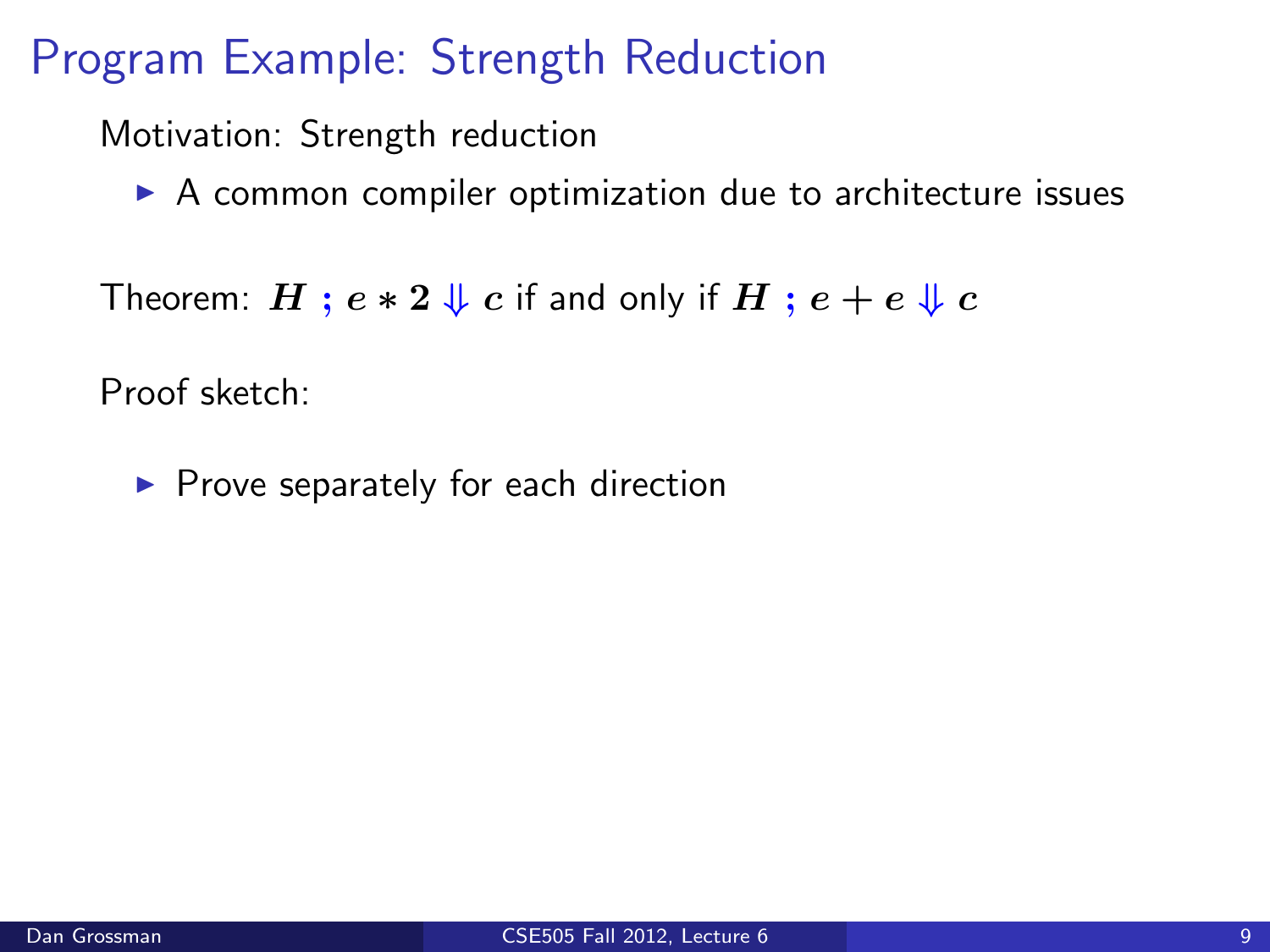# Program Example: Strength Reduction

Motivation: Strength reduction

- A common compiler optimization due to architecture issues

Theorem: $H \; ; \; e * 2 \Downarrow c$ if and only if $H \; ; \; e + e \Downarrow c$

Proof sketch:

- Prove separately for each direction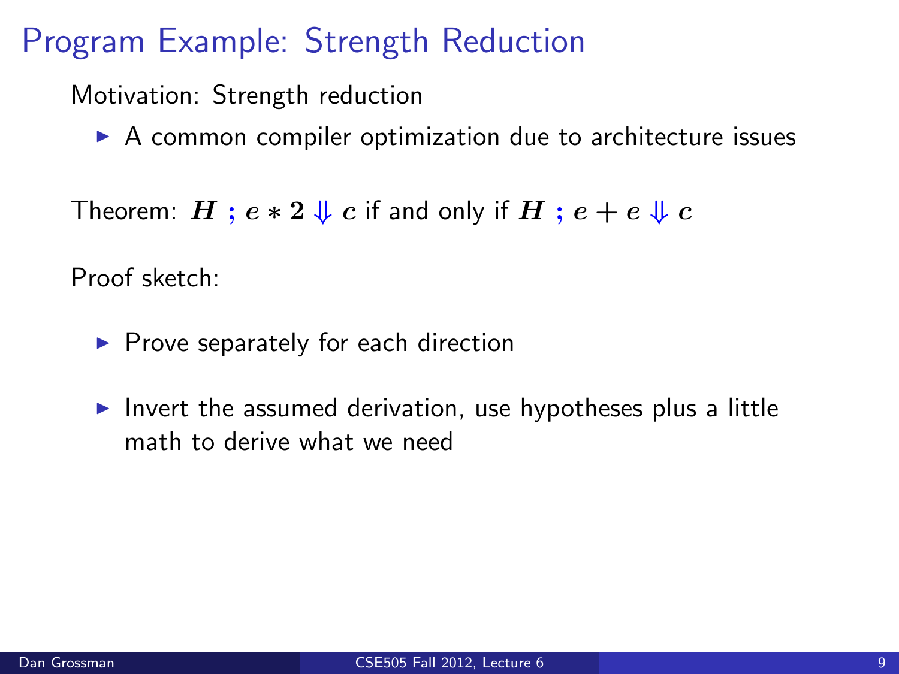# Program Example: Strength Reduction

Motivation: Strength reduction

- A common compiler optimization due to architecture issues

Theorem: $H \; ; e * 2 \Downarrow c$ if and only if $H \; ; e + e \Downarrow c$

Proof sketch:

- Prove separately for each direction
- Invert the assumed derivation, use hypotheses plus a little math to derive what we need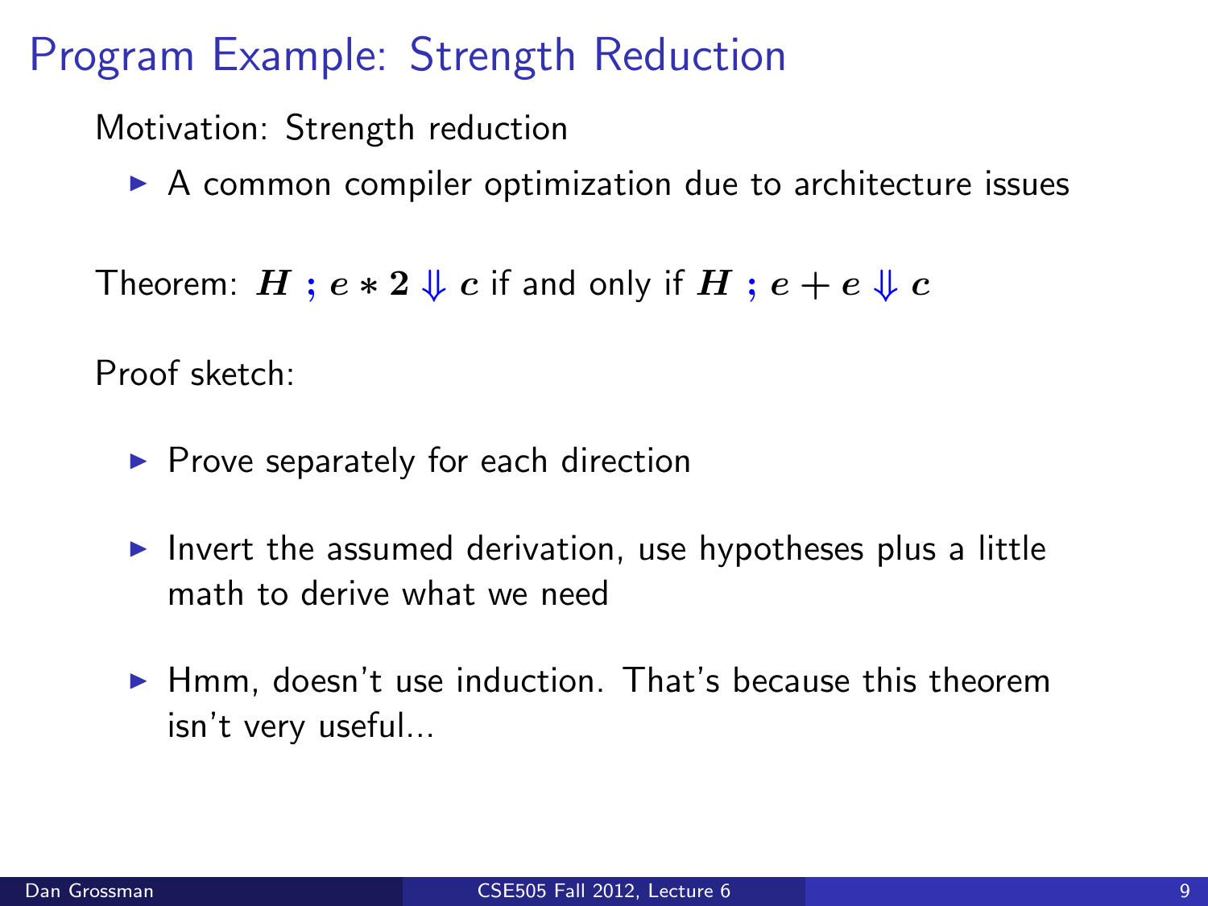# Program Example: Strength Reduction

Motivation: Strength reduction

- A common compiler optimization due to architecture issues

Theorem: $H \; ; \; e * 2 \Downarrow c$ if and only if $H \; ; \; e + e \Downarrow c$

Proof sketch:

- Prove separately for each direction
- Invert the assumed derivation, use hypotheses plus a little math to derive what we need
- Hmm, doesn't use induction. That's because this theorem isn't very useful...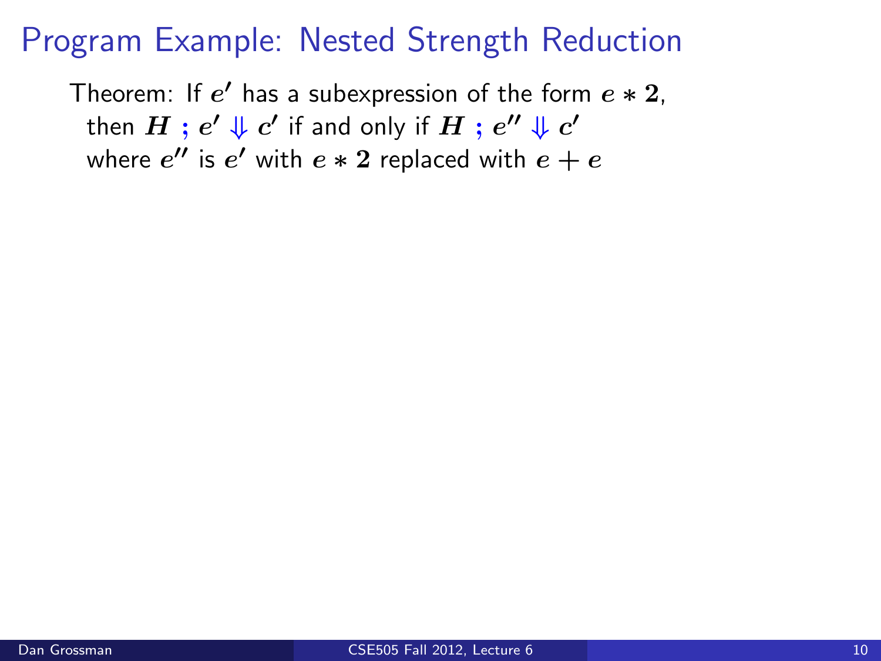# Program Example: Nested Strength Reduction

Theorem: If $e'$ has a subexpression of the form $e * 2$, then $H \; ; \; e' \Downarrow c'$ if and only if $H \; ; \; e'' \Downarrow c'$ where $e''$ is $e'$ with $e * 2$ replaced with $e + e$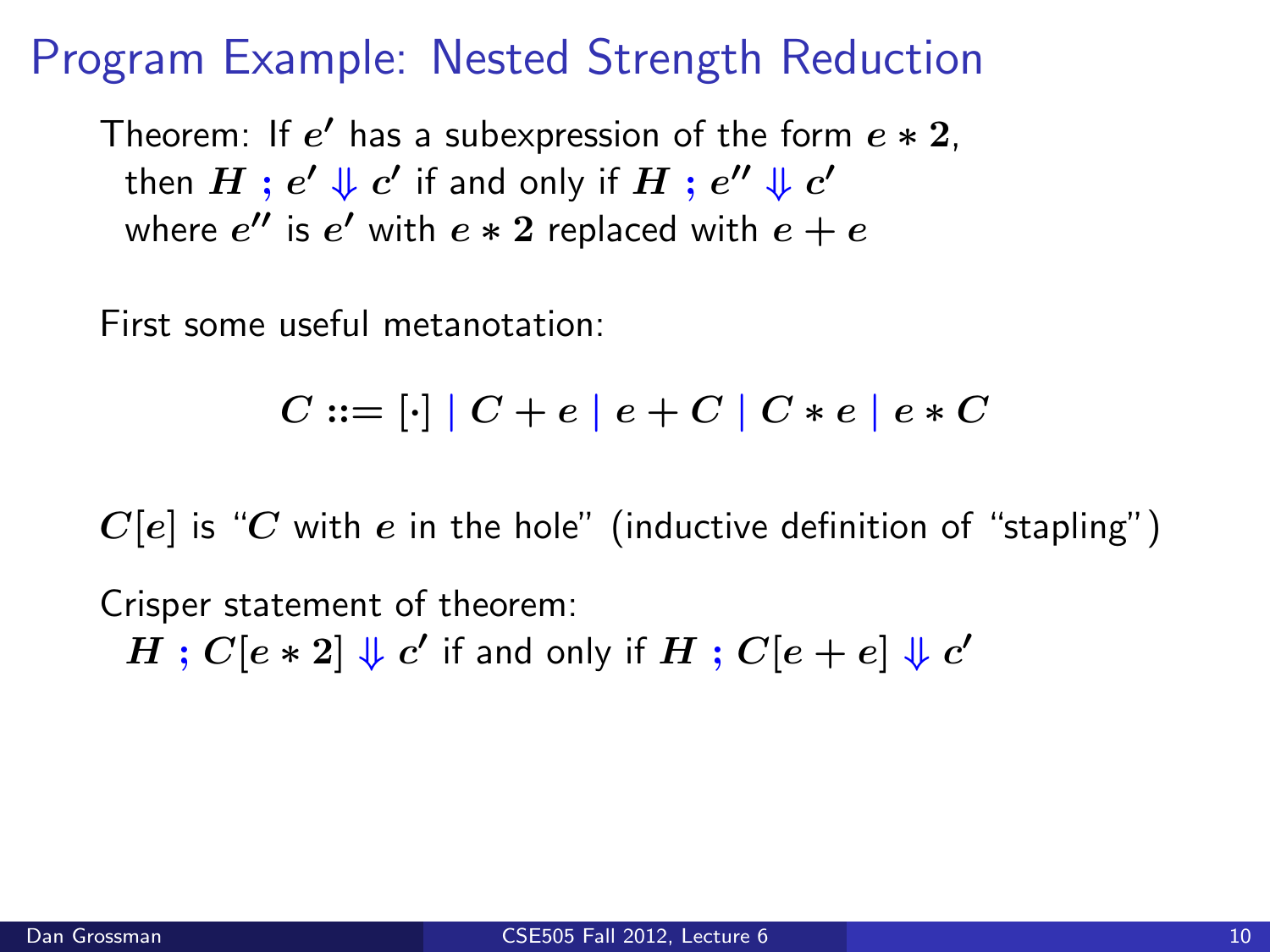# Program Example: Nested Strength Reduction

Theorem: If $e'$ has a subexpression of the form $e * 2$, then $H \,;\, e' \Downarrow c'$ if and only if $H \,;\, e'' \Downarrow c'$ where $e''$ is $e'$ with $e * 2$ replaced with $e + e$

First some useful metanotation:

$$C ::= [\cdot] \mid C + e \mid e + C \mid C * e \mid e * C$$

$C[e]$ is "$C$ with $e$ in the hole" (inductive definition of "stapling")

Crisper statement of theorem:
$H \,;\, C[e * 2] \Downarrow c'$ if and only if $H \,;\, C[e + e] \Downarrow c'$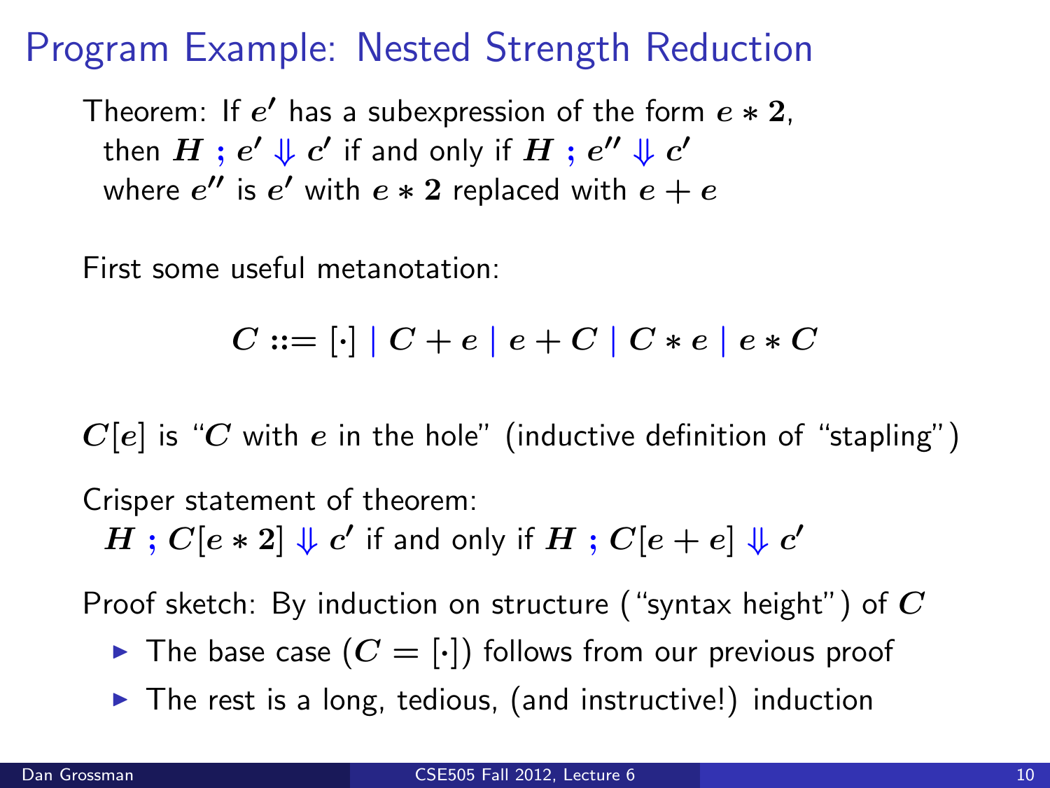# Program Example: Nested Strength Reduction

Theorem: If $e'$ has a subexpression of the form $e * 2$, then $H \; ; e' \Downarrow c'$ if and only if $H \; ; e'' \Downarrow c'$ where $e''$ is $e'$ with $e * 2$ replaced with $e + e$

First some useful metanotation:

$$C ::= [\cdot] \mid C + e \mid e + C \mid C * e \mid e * C$$

$C[e]$ is "$C$ with $e$ in the hole" (inductive definition of "stapling")

Crisper statement of theorem:
$H \; ; C[e * 2] \Downarrow c'$ if and only if $H \; ; C[e + e] \Downarrow c'$

Proof sketch: By induction on structure ("syntax height") of $C$

- The base case ($C = [\cdot]$) follows from our previous proof
- The rest is a long, tedious, (and instructive!) induction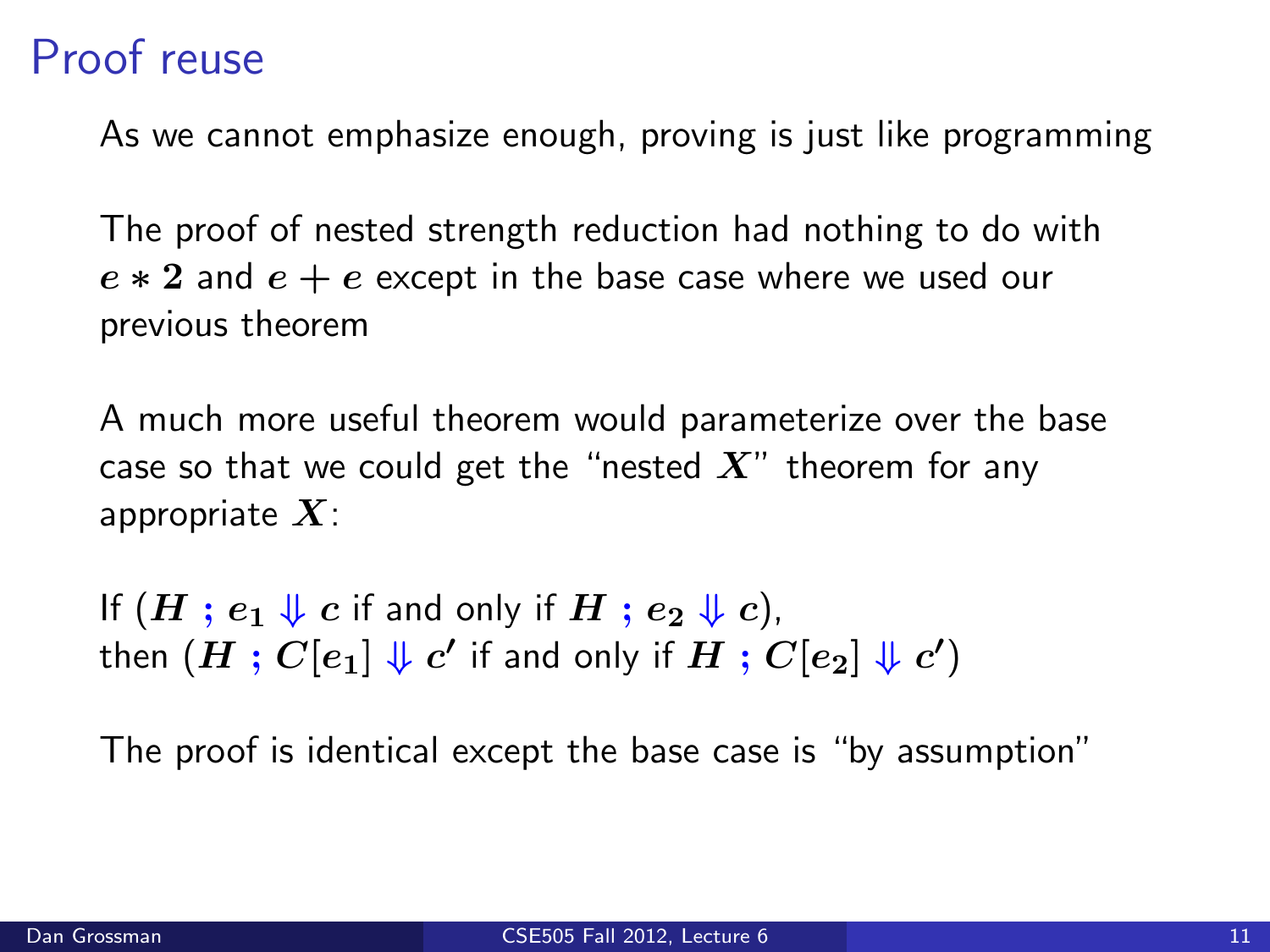# Proof reuse

As we cannot emphasize enough, proving is just like programming

The proof of nested strength reduction had nothing to do with $e * 2$ and $e + e$ except in the base case where we used our previous theorem

A much more useful theorem would parameterize over the base case so that we could get the "nested $X$" theorem for any appropriate $X$:

If ($H$ ; $e_1 \Downarrow c$ if and only if $H$ ; $e_2 \Downarrow c$),
then ($H$ ; $C[e_1] \Downarrow c'$ if and only if $H$ ; $C[e_2] \Downarrow c'$)

The proof is identical except the base case is "by assumption"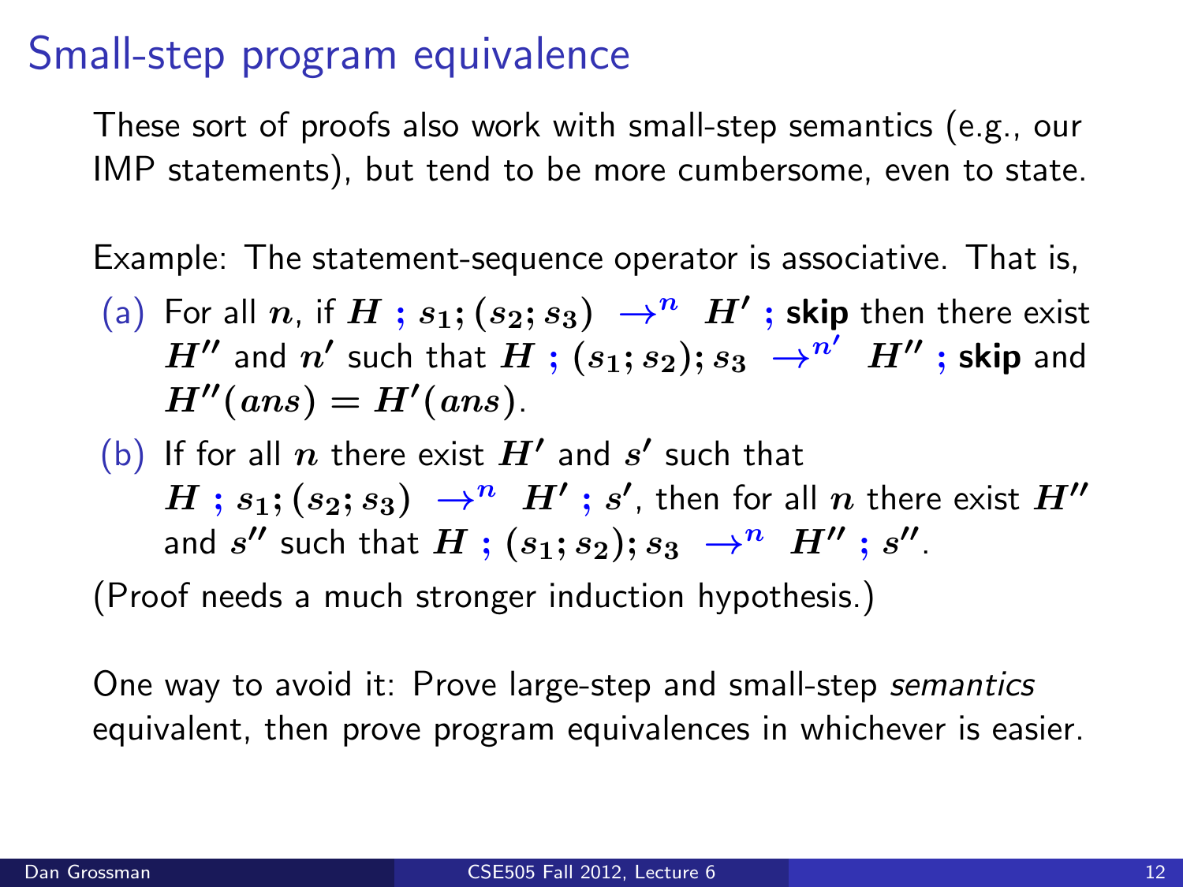# Small-step program equivalence

These sort of proofs also work with small-step semantics (e.g., our IMP statements), but tend to be more cumbersome, even to state.

Example: The statement-sequence operator is associative. That is,

(a) For all $n$, if $H\ ;\ s_1; (s_2; s_3)\ \rightarrow^n\ H'\ ;\ \textbf{skip}$ then there exist $H''$ and $n'$ such that $H\ ;\ (s_1; s_2); s_3\ \rightarrow^{n'}\ H''\ ;\ \textbf{skip}$ and $H''(ans) = H'(ans)$.

(b) If for all $n$ there exist $H'$ and $s'$ such that $H\ ;\ s_1; (s_2; s_3)\ \rightarrow^n\ H'\ ;\ s'$, then for all $n$ there exist $H''$ and $s''$ such that $H\ ;\ (s_1; s_2); s_3\ \rightarrow^n\ H''\ ;\ s''$.

(Proof needs a much stronger induction hypothesis.)

One way to avoid it: Prove large-step and small-step *semantics* equivalent, then prove program equivalences in whichever is easier.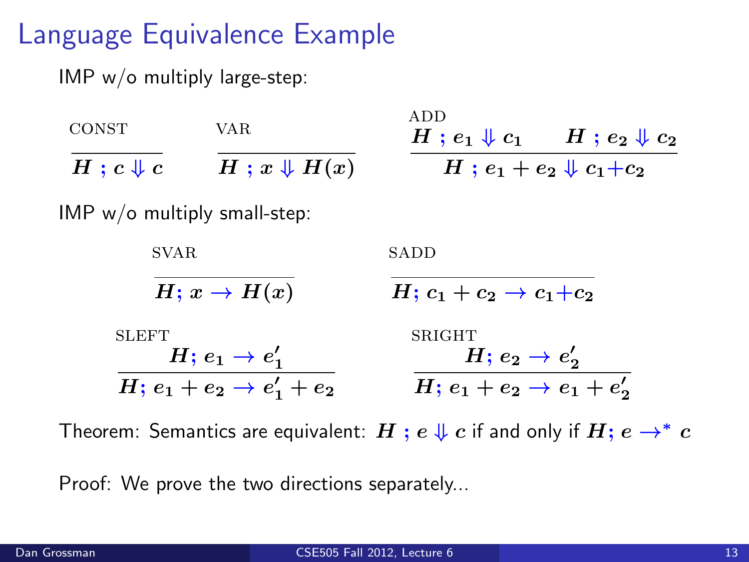# Language Equivalence Example

IMP w/o multiply large-step:

CONST
$$\frac{}{H\ ;\ c \Downarrow c}$$

VAR
$$\frac{}{H\ ;\ x \Downarrow H(x)}$$

ADD
$$\frac{H\ ;\ e_1 \Downarrow c_1 \qquad H\ ;\ e_2 \Downarrow c_2}{H\ ;\ e_1 + e_2 \Downarrow c_1 + c_2}$$

IMP w/o multiply small-step:

SVAR
$$\frac{}{H;\ x \rightarrow H(x)}$$

SADD
$$\frac{}{H;\ c_1 + c_2 \rightarrow c_1 + c_2}$$

SLEFT
$$\frac{H;\ e_1 \rightarrow e_1'}{H;\ e_1 + e_2 \rightarrow e_1' + e_2}$$

SRIGHT
$$\frac{H;\ e_2 \rightarrow e_2'}{H;\ e_1 + e_2 \rightarrow e_1 + e_2'}$$

Theorem: Semantics are equivalent: $H\ ;\ e \Downarrow c$ if and only if $H;\ e \rightarrow^* c$

Proof: We prove the two directions separately...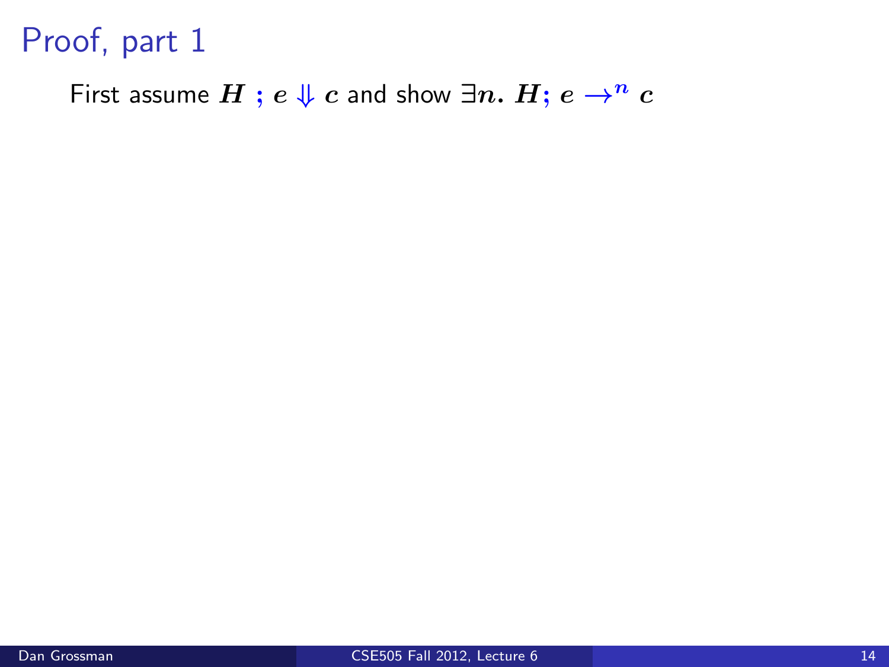# Proof, part 1

First assume $H \; ; e \Downarrow c$ and show $\exists n.\ H; e \rightarrow^{n} c$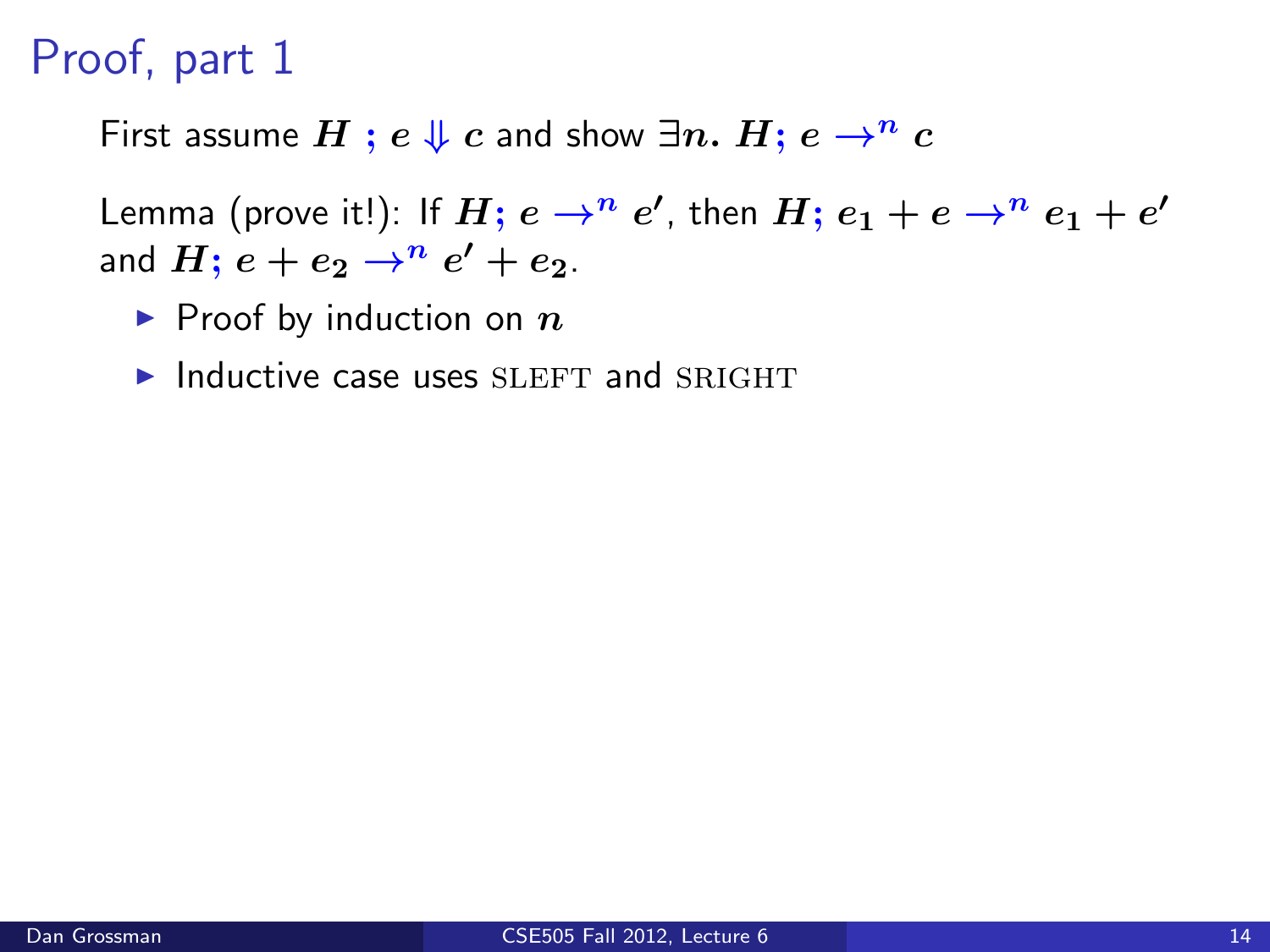# Proof, part 1

First assume $H\ ;\ e \Downarrow c$ and show $\exists n.\ H; e \rightarrow^n c$

Lemma (prove it!): If $H; e \rightarrow^n e'$, then $H; e_1 + e \rightarrow^n e_1 + e'$ and $H; e + e_2 \rightarrow^n e' + e_2$.

- Proof by induction on $n$
- Inductive case uses SLEFT and SRIGHT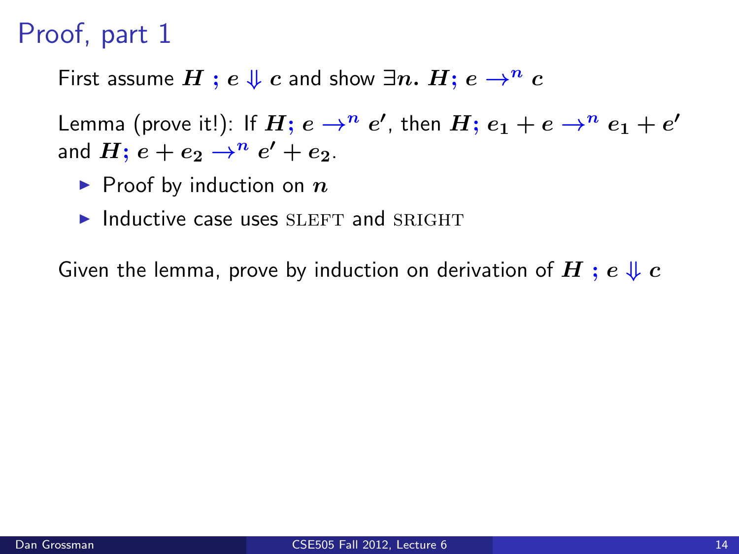# Proof, part 1

First assume $H\ ;\ e \Downarrow c$ and show $\exists n.\ H; e \rightarrow^n c$

Lemma (prove it!): If $H; e \rightarrow^n e'$, then $H; e_1 + e \rightarrow^n e_1 + e'$ and $H; e + e_2 \rightarrow^n e' + e_2$.

- Proof by induction on $n$
- Inductive case uses SLEFT and SRIGHT

Given the lemma, prove by induction on derivation of $H\ ;\ e \Downarrow c$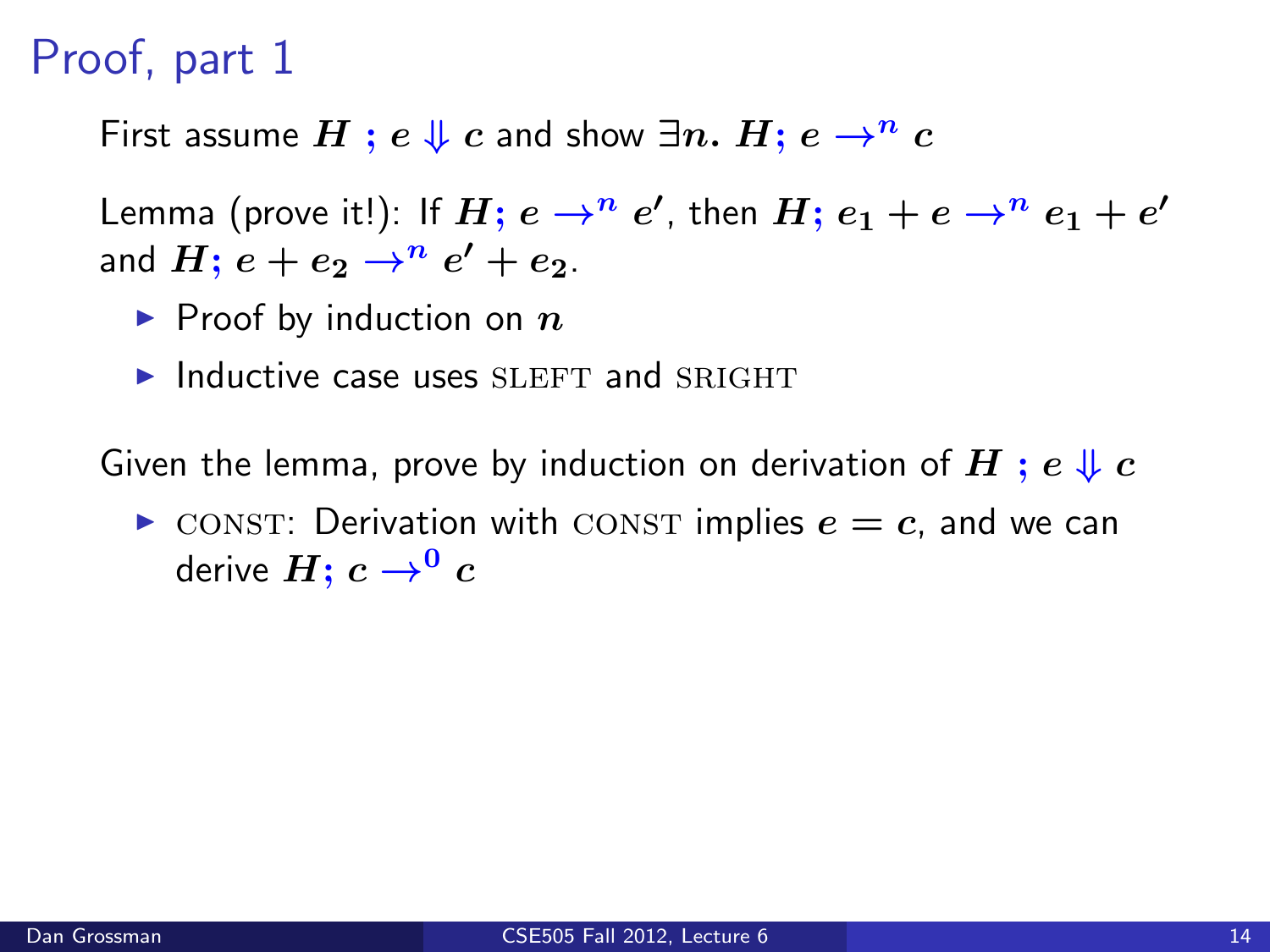# Proof, part 1

First assume $H\ ;\ e \Downarrow c$ and show $\exists n.\ H;\ e \rightarrow^n c$

Lemma (prove it!): If $H;\ e \rightarrow^n e'$, then $H;\ e_1 + e \rightarrow^n e_1 + e'$ and $H;\ e + e_2 \rightarrow^n e' + e_2$.

- Proof by induction on $n$
- Inductive case uses SLEFT and SRIGHT

Given the lemma, prove by induction on derivation of $H\ ;\ e \Downarrow c$

- CONST: Derivation with CONST implies $e = c$, and we can derive $H;\ c \rightarrow^0 c$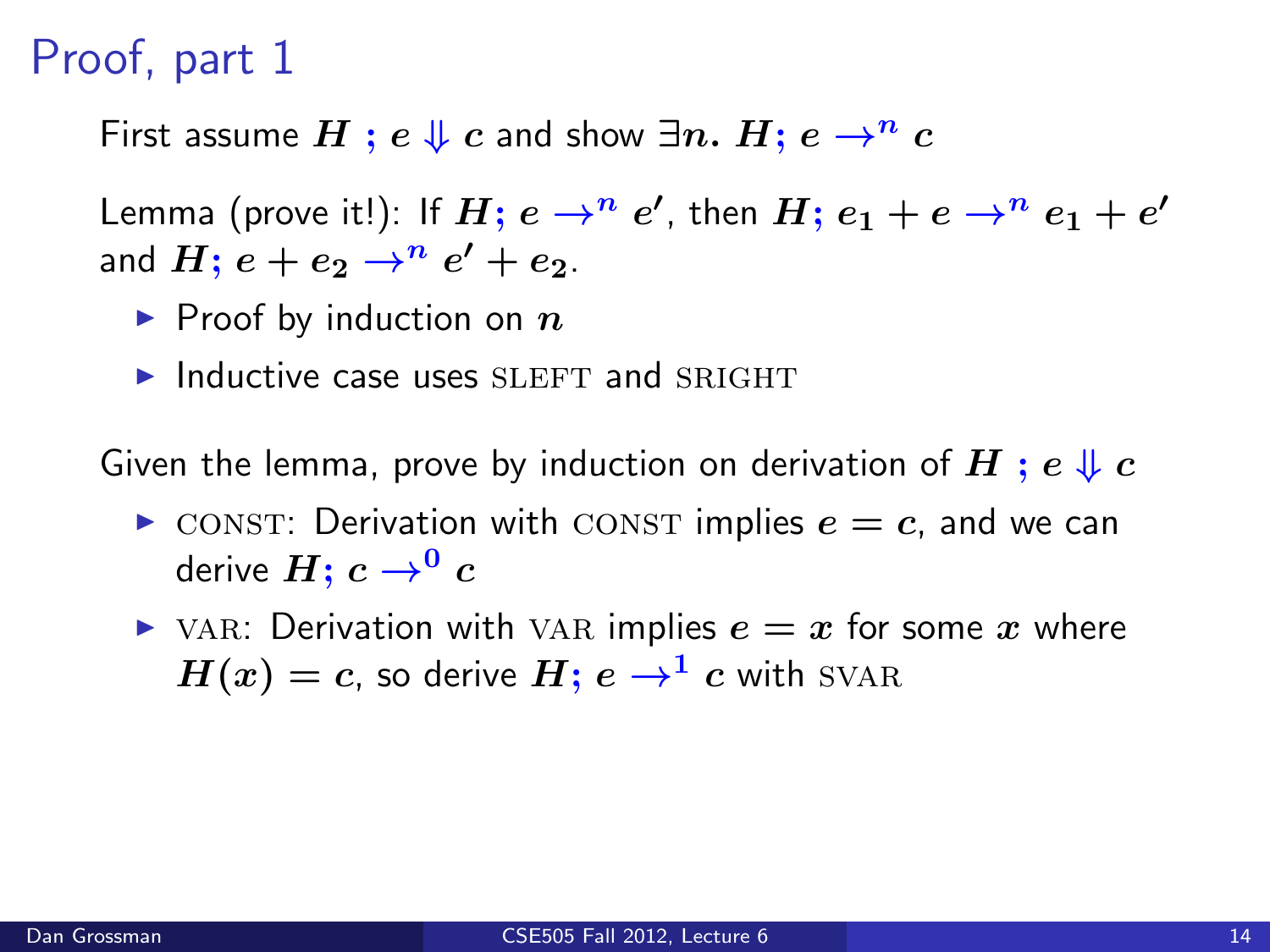# Proof, part 1

First assume $H \; ; e \Downarrow c$ and show $\exists n.\ H; e \rightarrow^n c$

Lemma (prove it!): If $H; e \rightarrow^n e'$, then $H; e_1 + e \rightarrow^n e_1 + e'$ and $H; e + e_2 \rightarrow^n e' + e_2$.

- Proof by induction on $n$
- Inductive case uses SLEFT and SRIGHT

Given the lemma, prove by induction on derivation of $H \; ; e \Downarrow c$

- CONST: Derivation with CONST implies $e = c$, and we can derive $H; c \rightarrow^0 c$
- VAR: Derivation with VAR implies $e = x$ for some $x$ where $H(x) = c$, so derive $H; e \rightarrow^1 c$ with SVAR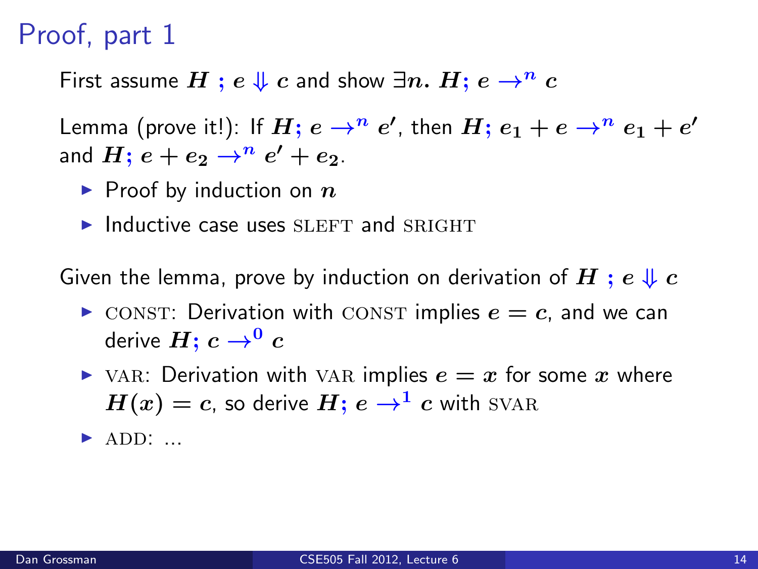# Proof, part 1

First assume $H \; ; e \Downarrow c$ and show $\exists n.\ H; e \rightarrow^n c$

Lemma (prove it!): If $H; e \rightarrow^n e'$, then $H; e_1 + e \rightarrow^n e_1 + e'$ and $H; e + e_2 \rightarrow^n e' + e_2$.

- Proof by induction on $n$
- Inductive case uses SLEFT and SRIGHT

Given the lemma, prove by induction on derivation of $H \; ; e \Downarrow c$

- CONST: Derivation with CONST implies $e = c$, and we can derive $H; c \rightarrow^0 c$
- VAR: Derivation with VAR implies $e = x$ for some $x$ where $H(x) = c$, so derive $H; e \rightarrow^1 c$ with SVAR
- ADD: ...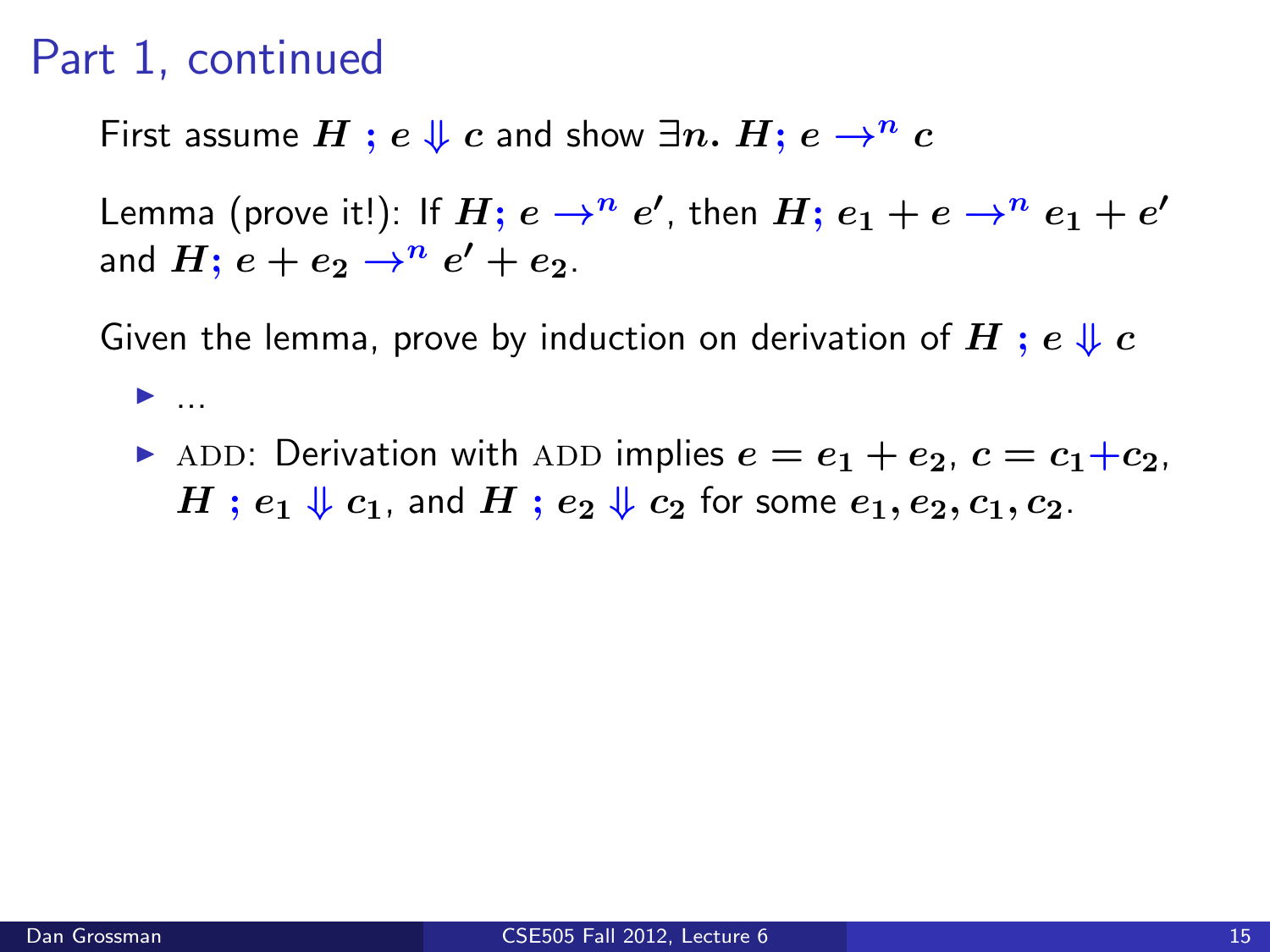# Part 1, continued

First assume $H \; ; e \Downarrow c$ and show $\exists n. \; H; e \rightarrow^n c$

Lemma (prove it!): If $H; e \rightarrow^n e'$, then $H; e_1 + e \rightarrow^n e_1 + e'$ and $H; e + e_2 \rightarrow^n e' + e_2$.

Given the lemma, prove by induction on derivation of $H \; ; e \Downarrow c$

- ...
- ADD: Derivation with ADD implies $e = e_1 + e_2$, $c = c_1 + c_2$, $H \; ; e_1 \Downarrow c_1$, and $H \; ; e_2 \Downarrow c_2$ for some $e_1, e_2, c_1, c_2$.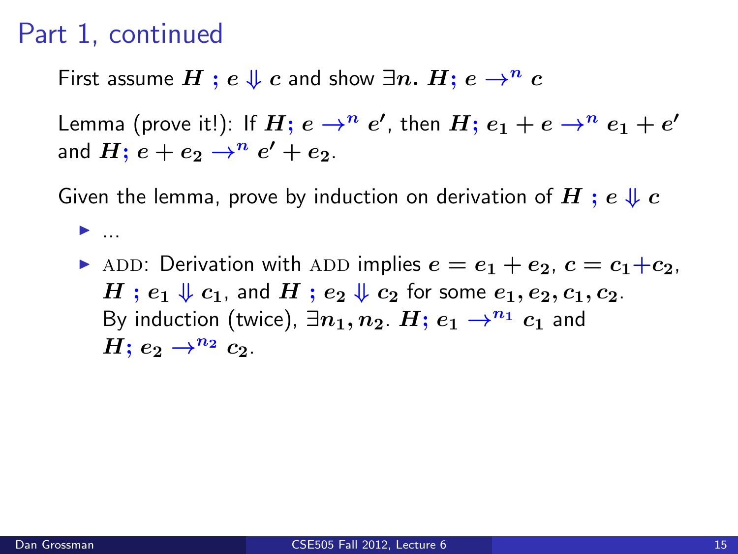# Part 1, continued

First assume $H \; ; e \Downarrow c$ and show $\exists n. \; H; e \rightarrow^n c$

Lemma (prove it!): If $H; e \rightarrow^n e'$, then $H; e_1 + e \rightarrow^n e_1 + e'$ and $H; e + e_2 \rightarrow^n e' + e_2$.

Given the lemma, prove by induction on derivation of $H \; ; e \Downarrow c$

- ...
- ADD: Derivation with ADD implies $e = e_1 + e_2$, $c = c_1 + c_2$, $H \; ; e_1 \Downarrow c_1$, and $H \; ; e_2 \Downarrow c_2$ for some $e_1, e_2, c_1, c_2$. By induction (twice), $\exists n_1, n_2$. $H; e_1 \rightarrow^{n_1} c_1$ and $H; e_2 \rightarrow^{n_2} c_2$.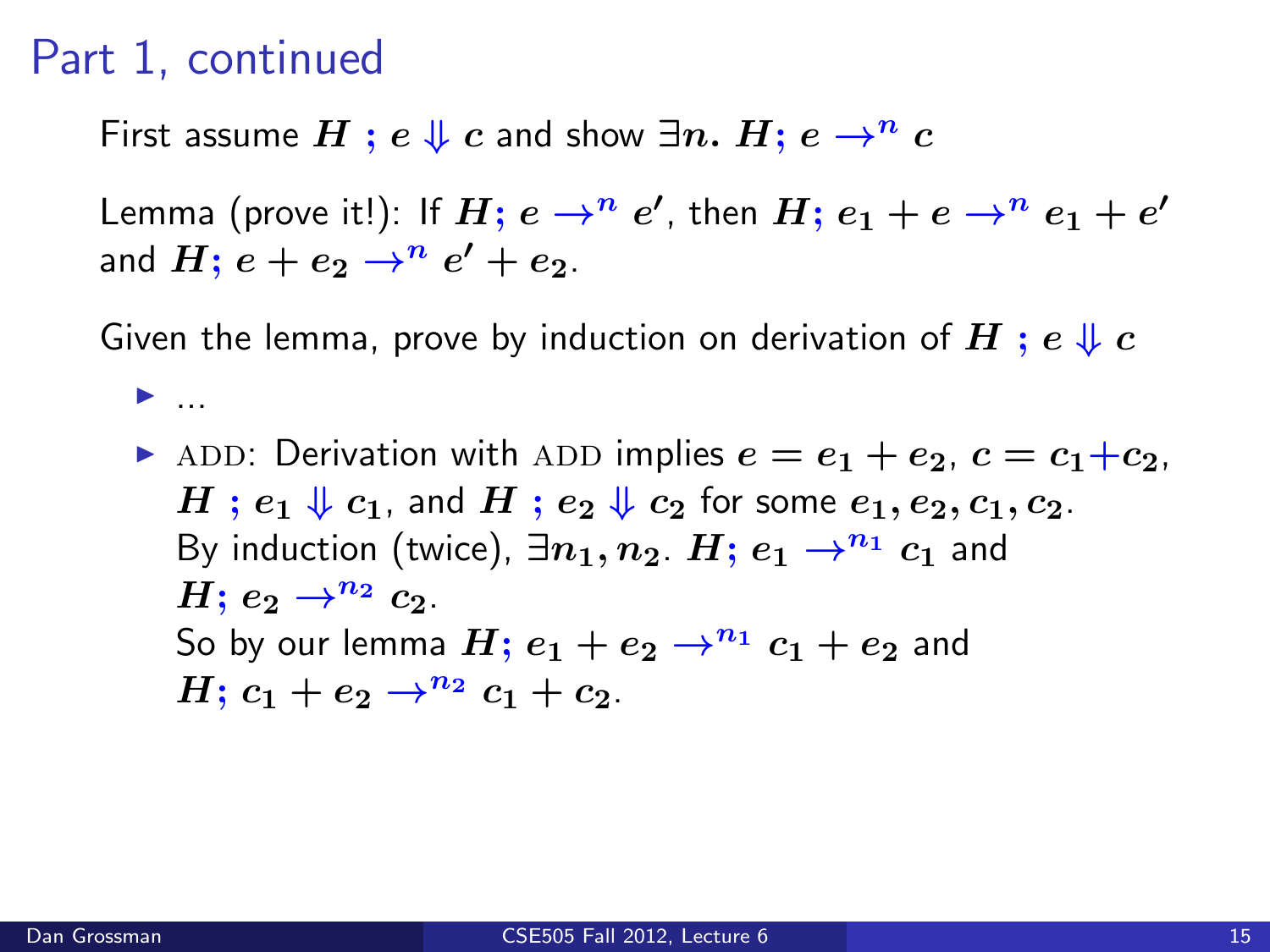# Part 1, continued

First assume $H\ ;\ e \Downarrow c$ and show $\exists n.\ H;\ e \rightarrow^n c$

Lemma (prove it!): If $H;\ e \rightarrow^n e'$, then $H;\ e_1 + e \rightarrow^n e_1 + e'$ and $H;\ e + e_2 \rightarrow^n e' + e_2$.

Given the lemma, prove by induction on derivation of $H\ ;\ e \Downarrow c$

- ...
- ADD: Derivation with ADD implies $e = e_1 + e_2$, $c = c_1 + c_2$, $H\ ;\ e_1 \Downarrow c_1$, and $H\ ;\ e_2 \Downarrow c_2$ for some $e_1, e_2, c_1, c_2$.
  By induction (twice), $\exists n_1, n_2$. $H;\ e_1 \rightarrow^{n_1} c_1$ and $H;\ e_2 \rightarrow^{n_2} c_2$.
  So by our lemma $H;\ e_1 + e_2 \rightarrow^{n_1} c_1 + e_2$ and $H;\ c_1 + e_2 \rightarrow^{n_2} c_1 + c_2$.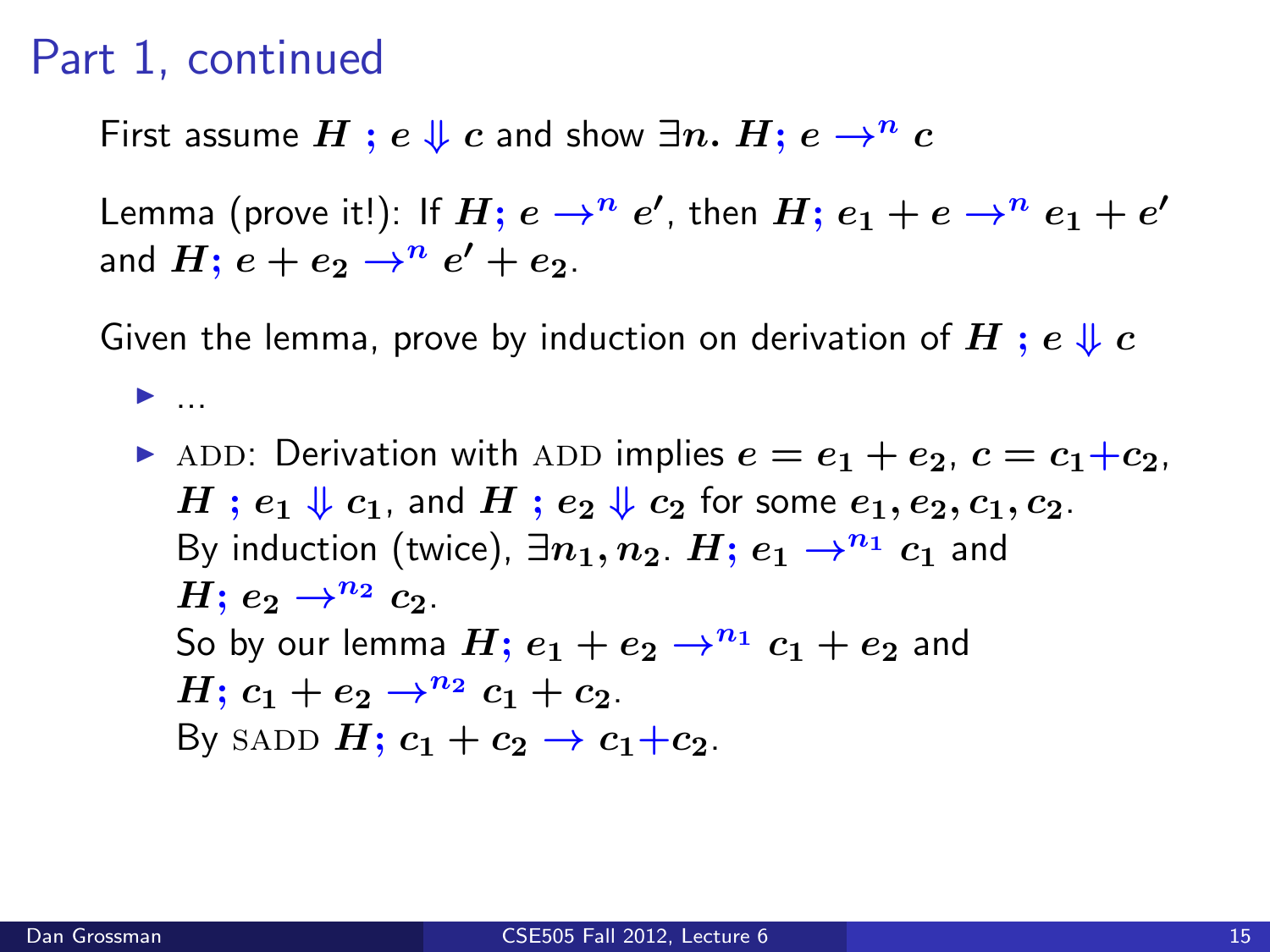# Part 1, continued

First assume $H \; ; e \Downarrow c$ and show $\exists n. \; H; e \rightarrow^n c$

Lemma (prove it!): If $H; e \rightarrow^n e'$, then $H; e_1 + e \rightarrow^n e_1 + e'$ and $H; e + e_2 \rightarrow^n e' + e_2$.

Given the lemma, prove by induction on derivation of $H \; ; e \Downarrow c$

- ...
- ADD: Derivation with ADD implies $e = e_1 + e_2$, $c = c_1 + c_2$, $H \; ; e_1 \Downarrow c_1$, and $H \; ; e_2 \Downarrow c_2$ for some $e_1, e_2, c_1, c_2$.
  By induction (twice), $\exists n_1, n_2$. $H; e_1 \rightarrow^{n_1} c_1$ and $H; e_2 \rightarrow^{n_2} c_2$.
  So by our lemma $H; e_1 + e_2 \rightarrow^{n_1} c_1 + e_2$ and $H; c_1 + e_2 \rightarrow^{n_2} c_1 + c_2$.
  By SADD $H; c_1 + c_2 \rightarrow c_1 + c_2$.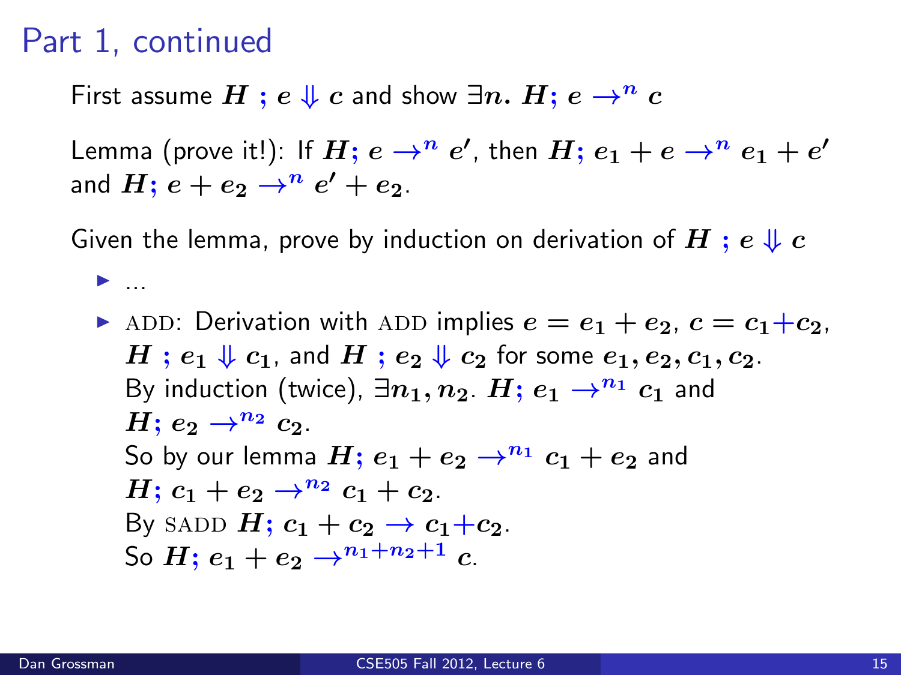# Part 1, continued

First assume $H \; ; e \Downarrow c$ and show $\exists n. \; H; e \rightarrow^n c$

Lemma (prove it!): If $H; e \rightarrow^n e'$, then $H; e_1 + e \rightarrow^n e_1 + e'$ and $H; e + e_2 \rightarrow^n e' + e_2$.

Given the lemma, prove by induction on derivation of $H \; ; e \Downarrow c$

- ...
- ADD: Derivation with ADD implies $e = e_1 + e_2$, $c = c_1 + c_2$, $H \; ; e_1 \Downarrow c_1$, and $H \; ; e_2 \Downarrow c_2$ for some $e_1, e_2, c_1, c_2$.
  By induction (twice), $\exists n_1, n_2$. $H; e_1 \rightarrow^{n_1} c_1$ and $H; e_2 \rightarrow^{n_2} c_2$.
  So by our lemma $H; e_1 + e_2 \rightarrow^{n_1} c_1 + e_2$ and $H; c_1 + e_2 \rightarrow^{n_2} c_1 + c_2$.
  By SADD $H; c_1 + c_2 \rightarrow c_1 + c_2$.
  So $H; e_1 + e_2 \rightarrow^{n_1 + n_2 + 1} c$.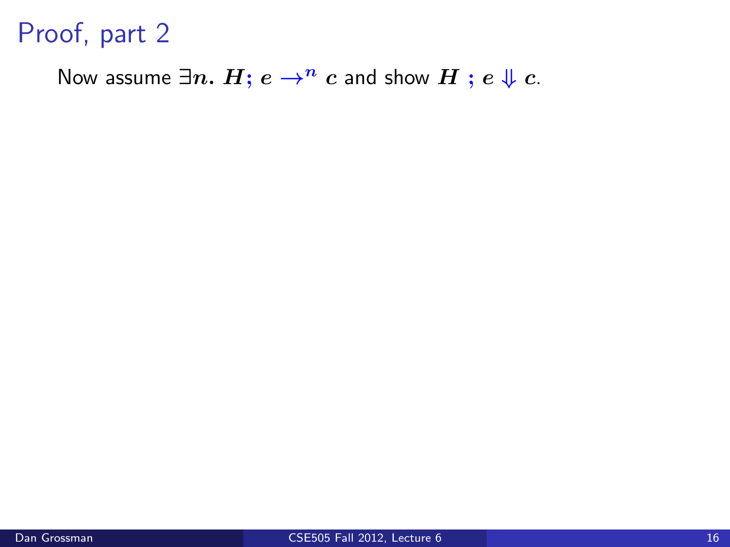# Proof, part 2

Now assume $\exists n.\ H; e \rightarrow^n c$ and show $H\ ;\ e \Downarrow c$.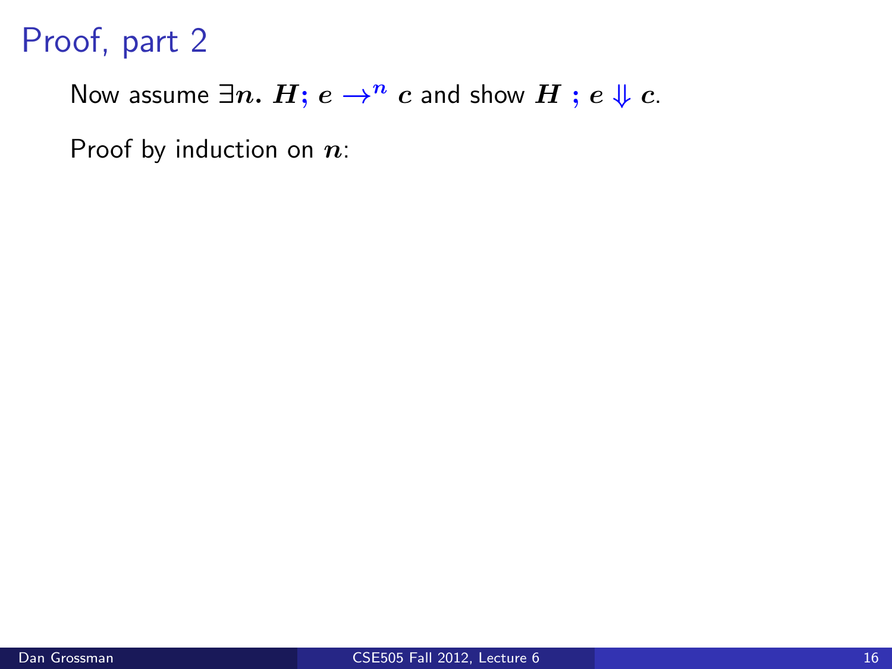# Proof, part 2

Now assume $\exists n.\ H; e \rightarrow^n c$ and show $H\ ;\ e \Downarrow c$.

Proof by induction on $n$: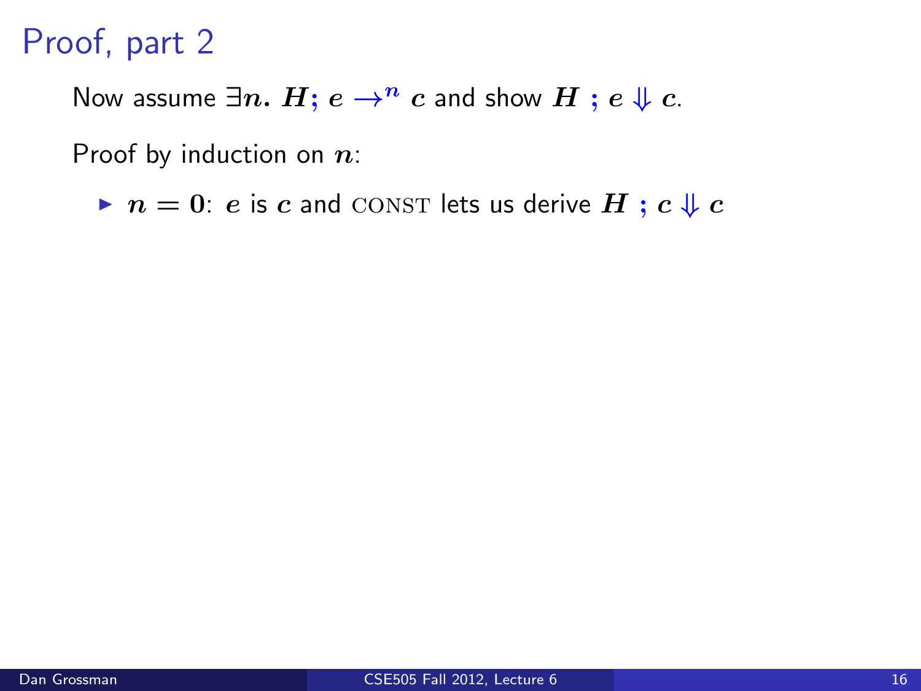# Proof, part 2

Now assume $\exists n.\ H; e \rightarrow^n c$ and show $H\ ;\ e \Downarrow c$.

Proof by induction on $n$:

- $n = 0$: $e$ is $c$ and CONST lets us derive $H\ ;\ c \Downarrow c$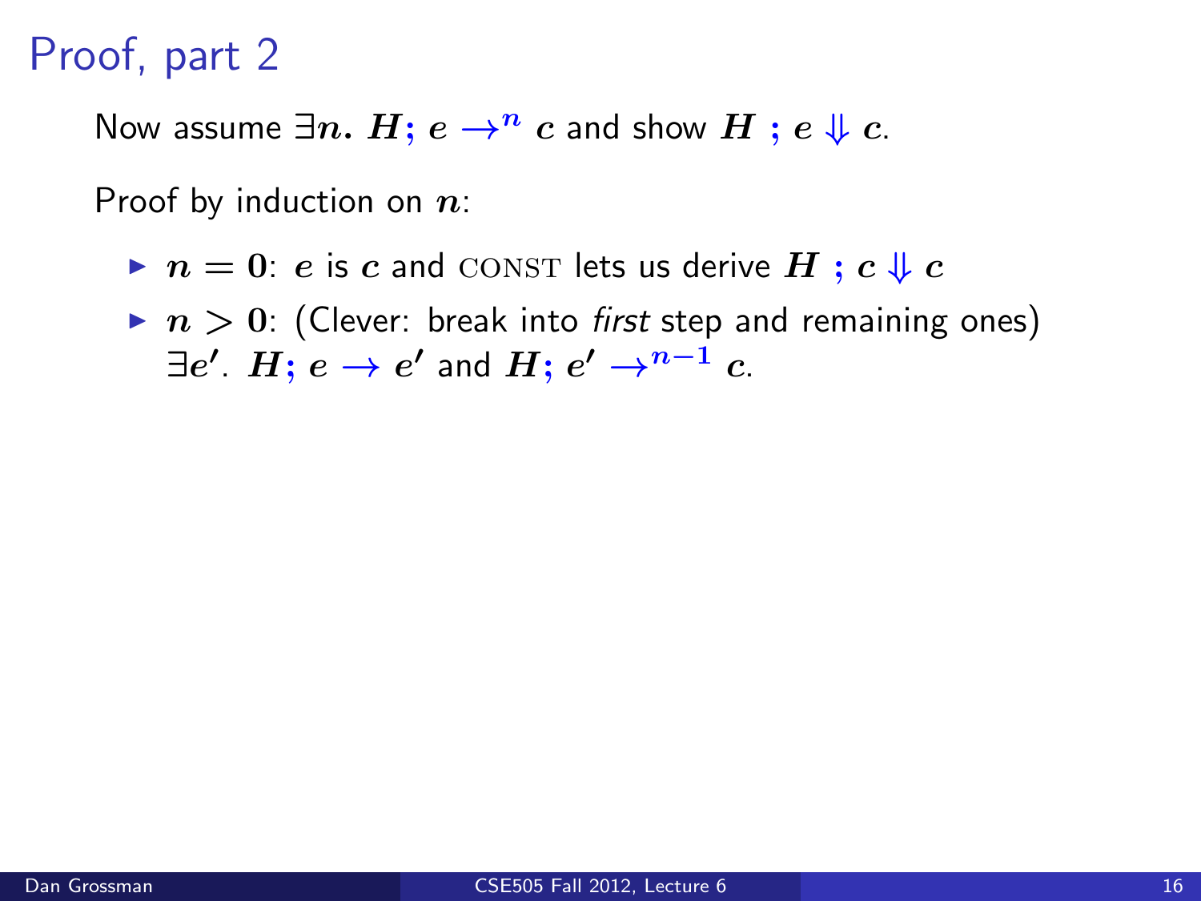# Proof, part 2

Now assume $\exists n.\ H;\, e \rightarrow^{n} c$ and show $H\ ;\, e \Downarrow c$.

Proof by induction on $n$:

- $n = 0$: $e$ is $c$ and CONST lets us derive $H\ ;\, c \Downarrow c$
- $n > 0$: (Clever: break into *first* step and remaining ones) $\exists e'.\ H;\, e \rightarrow e'$ and $H;\, e' \rightarrow^{n-1} c$.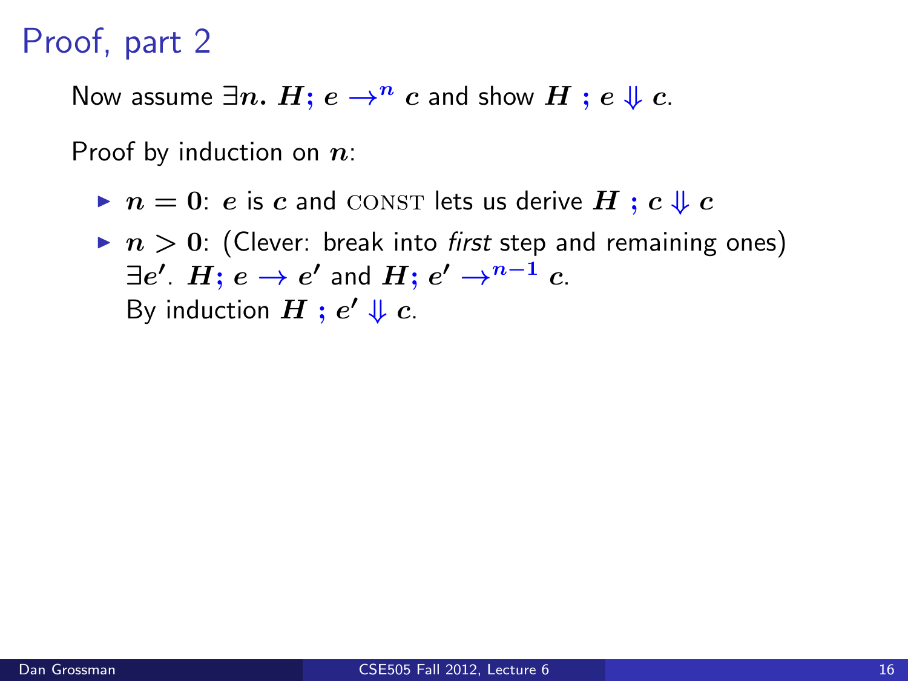# Proof, part 2

Now assume $\exists n.\ H; e \rightarrow^n c$ and show $H\ ;\ e \Downarrow c$.

Proof by induction on $n$:

- $n = 0$: $e$ is $c$ and CONST lets us derive $H\ ;\ c \Downarrow c$
- $n > 0$: (Clever: break into *first* step and remaining ones) $\exists e'.\ H; e \rightarrow e'$ and $H; e' \rightarrow^{n-1} c$.
  By induction $H\ ;\ e' \Downarrow c$.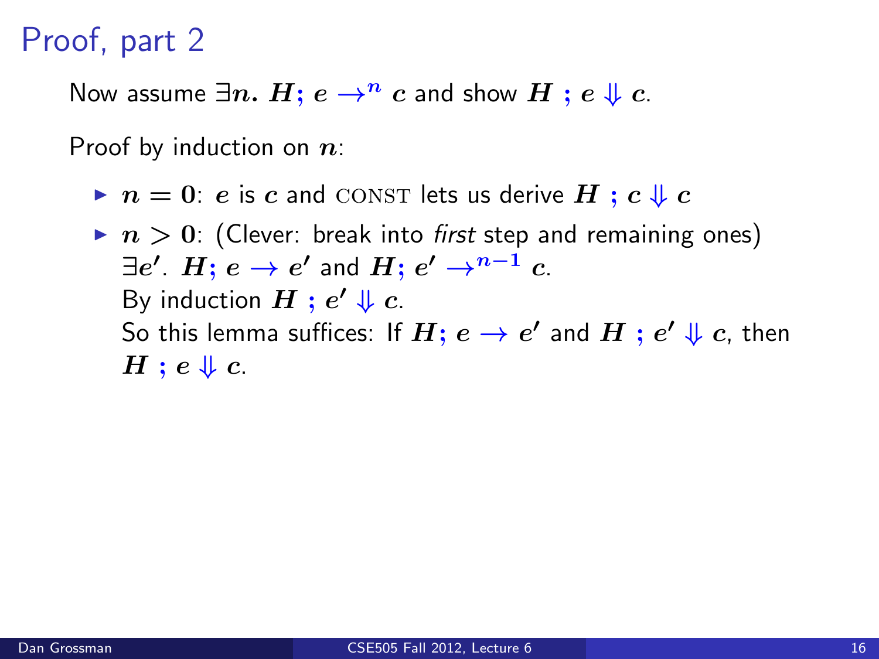# Proof, part 2

Now assume $\exists n.\ H; e \rightarrow^n c$ and show $H\ ;\ e \Downarrow c$.

Proof by induction on $n$:

- $n = 0$: $e$ is $c$ and CONST lets us derive $H\ ;\ c \Downarrow c$
- $n > 0$: (Clever: break into *first* step and remaining ones) $\exists e'$. $H; e \rightarrow e'$ and $H; e' \rightarrow^{n-1} c$.
  By induction $H\ ;\ e' \Downarrow c$.
  So this lemma suffices: If $H; e \rightarrow e'$ and $H\ ;\ e' \Downarrow c$, then $H\ ;\ e \Downarrow c$.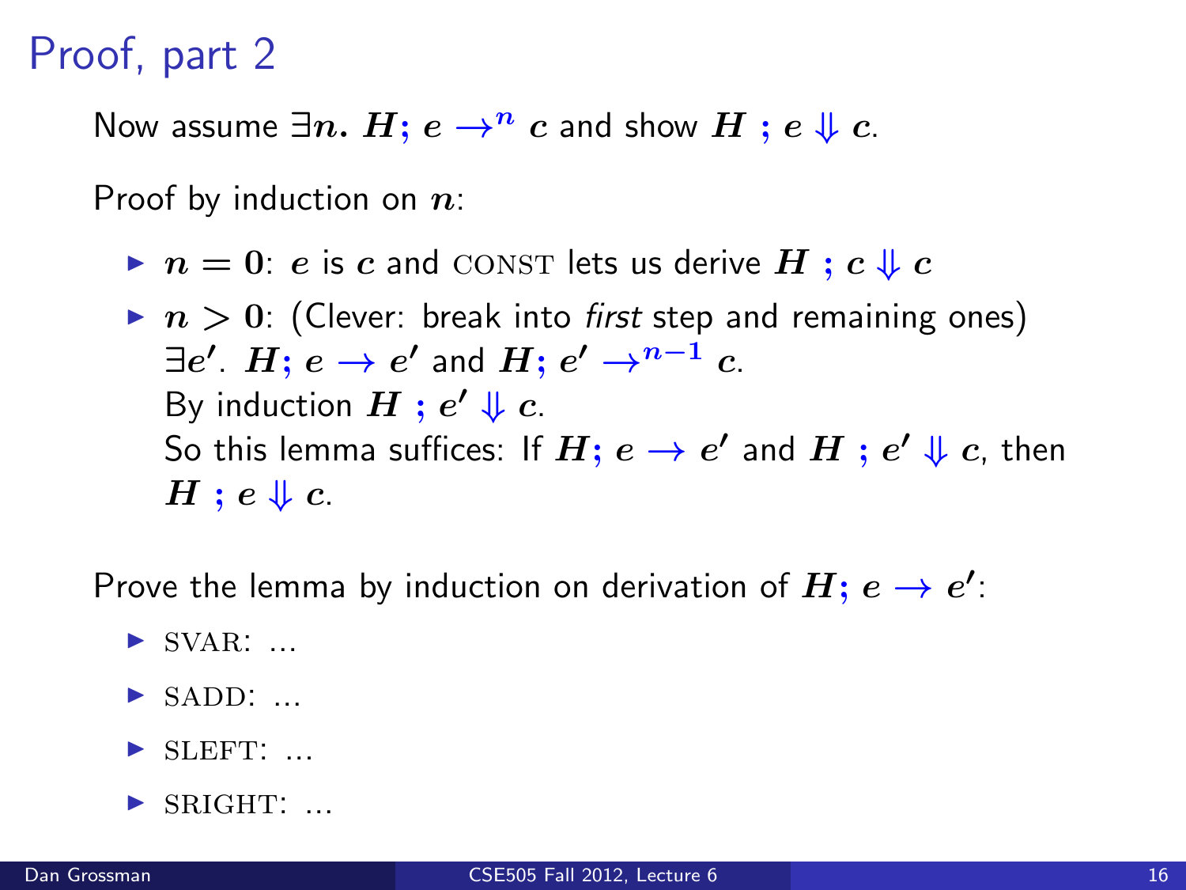# Proof, part 2

Now assume $\exists n.\ H; e \rightarrow^n c$ and show $H\ ;\ e \Downarrow c$.

Proof by induction on $n$:

- $n = 0$: $e$ is $c$ and CONST lets us derive $H\ ;\ c \Downarrow c$
- $n > 0$: (Clever: break into *first* step and remaining ones)
  $\exists e'$. $H; e \rightarrow e'$ and $H; e' \rightarrow^{n-1} c$.
  By induction $H\ ;\ e' \Downarrow c$.
  So this lemma suffices: If $H; e \rightarrow e'$ and $H\ ;\ e' \Downarrow c$, then $H\ ;\ e \Downarrow c$.

Prove the lemma by induction on derivation of $H; e \rightarrow e'$:

- SVAR: ...
- SADD: ...
- SLEFT: ...
- SRIGHT: ...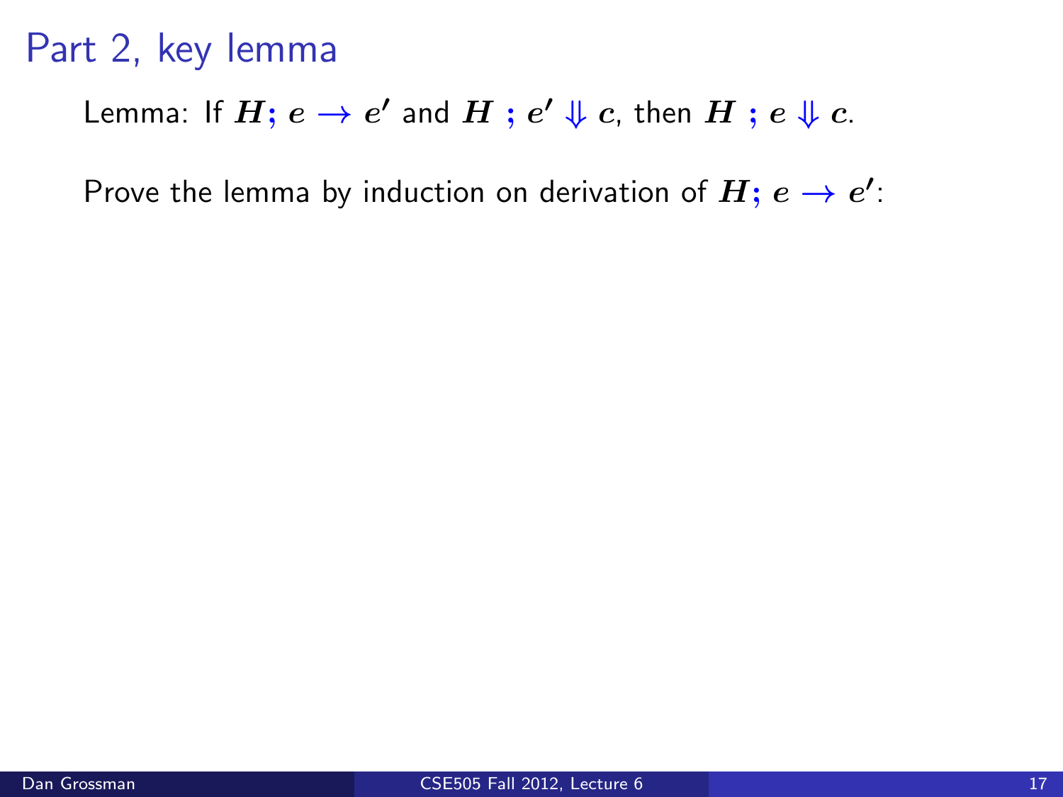# Part 2, key lemma

Lemma: If $H; e \rightarrow e'$ and $H\ ;\ e' \Downarrow c$, then $H\ ;\ e \Downarrow c$.

Prove the lemma by induction on derivation of $H; e \rightarrow e'$: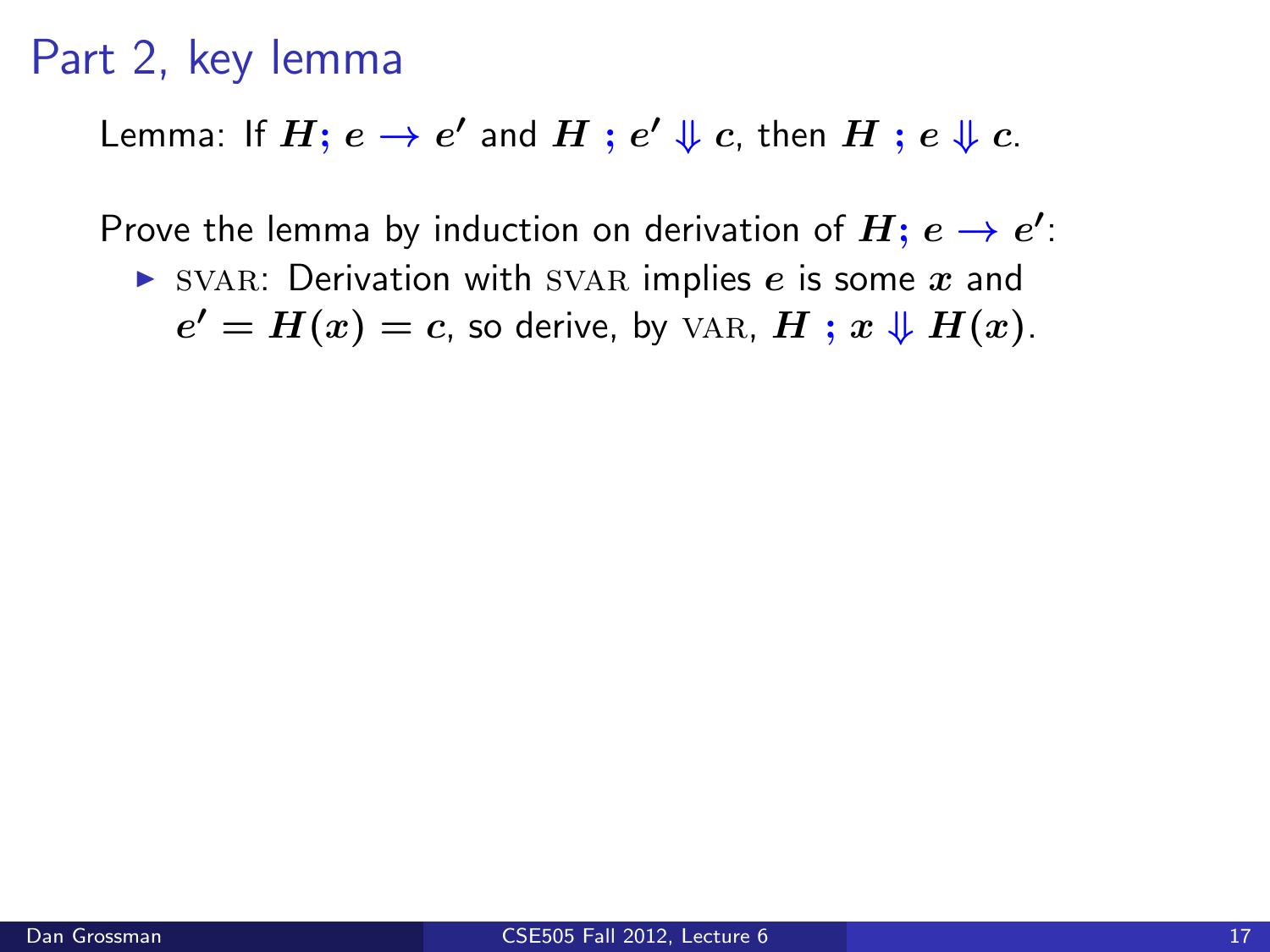# Part 2, key lemma

Lemma: If $H; e \rightarrow e'$ and $H \; ; e' \Downarrow c$, then $H \; ; e \Downarrow c$.

Prove the lemma by induction on derivation of $H; e \rightarrow e'$:

- SVAR: Derivation with SVAR implies $e$ is some $x$ and $e' = H(x) = c$, so derive, by VAR, $H \; ; x \Downarrow H(x)$.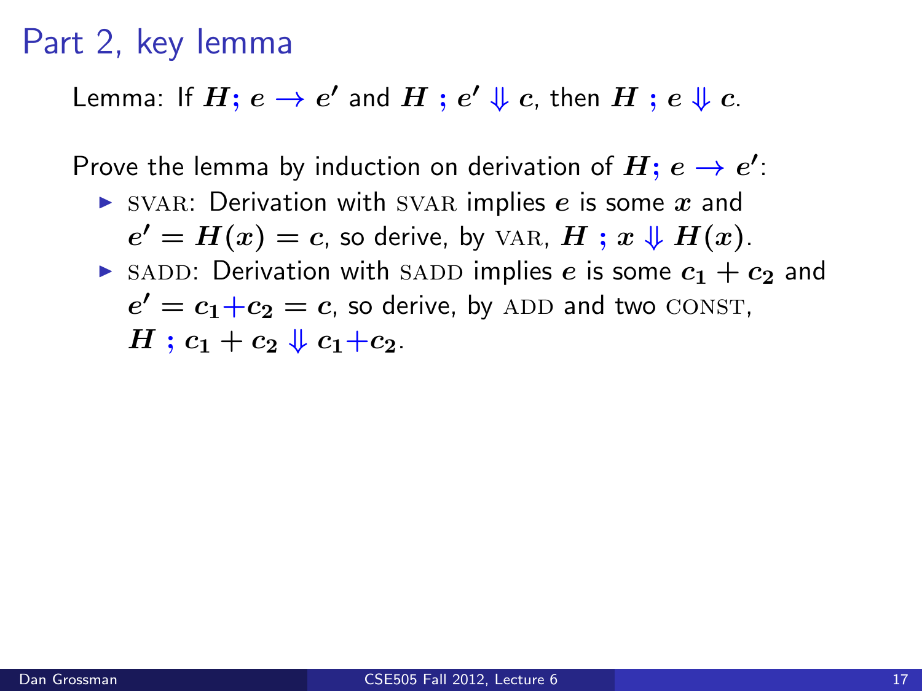# Part 2, key lemma

Lemma: If $H; e \rightarrow e'$ and $H \;;\; e' \Downarrow c$, then $H \;;\; e \Downarrow c$.

Prove the lemma by induction on derivation of $H; e \rightarrow e'$:

- SVAR: Derivation with SVAR implies $e$ is some $x$ and $e' = H(x) = c$, so derive, by VAR, $H \;;\; x \Downarrow H(x)$.
- SADD: Derivation with SADD implies $e$ is some $c_1 + c_2$ and $e' = c_1 + c_2 = c$, so derive, by ADD and two CONST, $H \;;\; c_1 + c_2 \Downarrow c_1 + c_2$.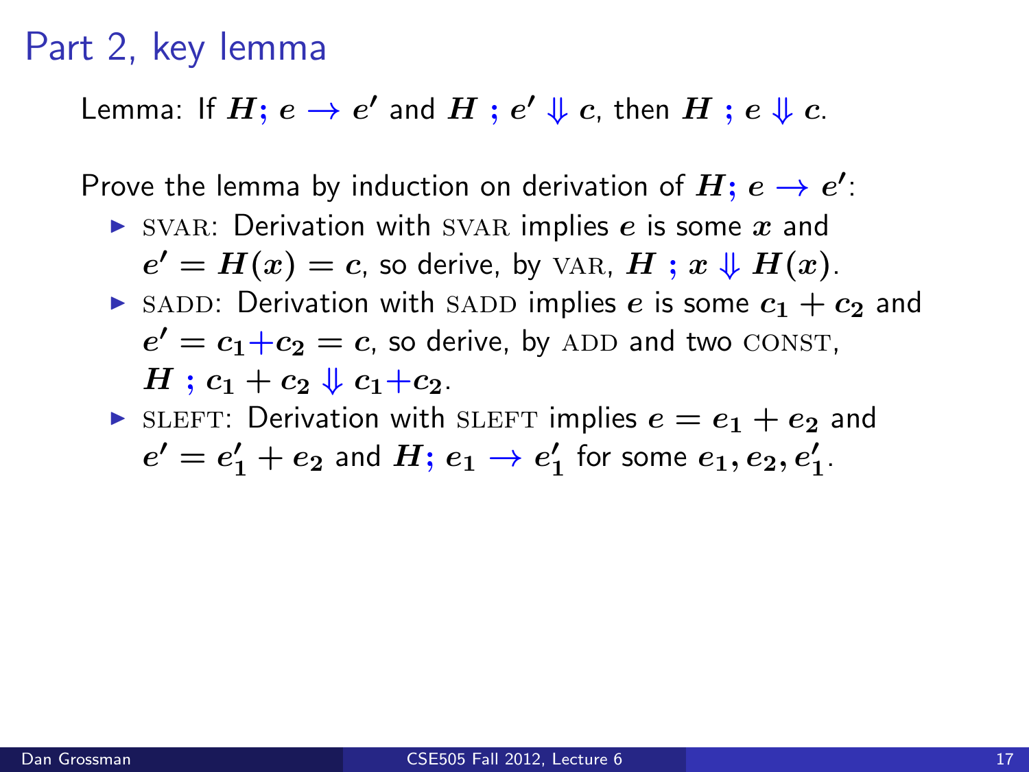# Part 2, key lemma

Lemma: If $H;\, e \rightarrow e'$ and $H\ ;\, e' \Downarrow c$, then $H\ ;\, e \Downarrow c$.

Prove the lemma by induction on derivation of $H;\, e \rightarrow e'$:

- SVAR: Derivation with SVAR implies $e$ is some $x$ and $e' = H(x) = c$, so derive, by VAR, $H\ ;\, x \Downarrow H(x)$.
- SADD: Derivation with SADD implies $e$ is some $c_1 + c_2$ and $e' = c_1 {+} c_2 = c$, so derive, by ADD and two CONST, $H\ ;\, c_1 + c_2 \Downarrow c_1 {+} c_2$.
- SLEFT: Derivation with SLEFT implies $e = e_1 + e_2$ and $e' = e_1' + e_2$ and $H;\, e_1 \rightarrow e_1'$ for some $e_1, e_2, e_1'$.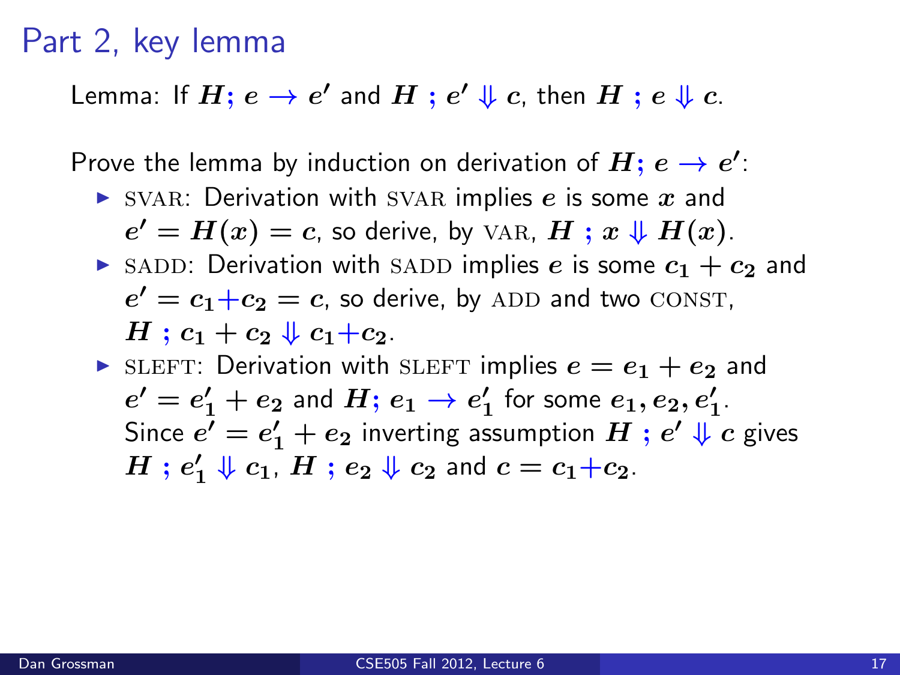# Part 2, key lemma

Lemma: If $H; e \rightarrow e'$ and $H ; e' \Downarrow c$, then $H ; e \Downarrow c$.

Prove the lemma by induction on derivation of $H; e \rightarrow e'$:

- SVAR: Derivation with SVAR implies $e$ is some $x$ and $e' = H(x) = c$, so derive, by VAR, $H ; x \Downarrow H(x)$.
- SADD: Derivation with SADD implies $e$ is some $c_1 + c_2$ and $e' = c_1 + c_2 = c$, so derive, by ADD and two CONST, $H ; c_1 + c_2 \Downarrow c_1 + c_2$.
- SLEFT: Derivation with SLEFT implies $e = e_1 + e_2$ and $e' = e'_1 + e_2$ and $H; e_1 \rightarrow e'_1$ for some $e_1, e_2, e'_1$. Since $e' = e'_1 + e_2$ inverting assumption $H ; e' \Downarrow c$ gives $H ; e'_1 \Downarrow c_1$, $H ; e_2 \Downarrow c_2$ and $c = c_1 + c_2$.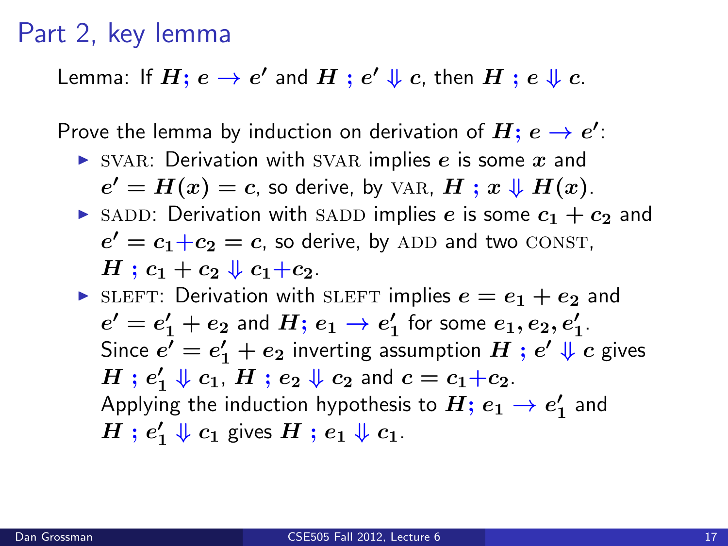# Part 2, key lemma

Lemma: If $H; e \rightarrow e'$ and $H ; e' \Downarrow c$, then $H ; e \Downarrow c$.

Prove the lemma by induction on derivation of $H; e \rightarrow e'$:

- SVAR: Derivation with SVAR implies $e$ is some $x$ and $e' = H(x) = c$, so derive, by VAR, $H ; x \Downarrow H(x)$.
- SADD: Derivation with SADD implies $e$ is some $c_1 + c_2$ and $e' = c_1 + c_2 = c$, so derive, by ADD and two CONST, $H ; c_1 + c_2 \Downarrow c_1 + c_2$.
- SLEFT: Derivation with SLEFT implies $e = e_1 + e_2$ and $e' = e'_1 + e_2$ and $H; e_1 \rightarrow e'_1$ for some $e_1, e_2, e'_1$.
  Since $e' = e'_1 + e_2$ inverting assumption $H ; e' \Downarrow c$ gives $H ; e'_1 \Downarrow c_1$, $H ; e_2 \Downarrow c_2$ and $c = c_1 + c_2$.
  Applying the induction hypothesis to $H; e_1 \rightarrow e'_1$ and $H ; e'_1 \Downarrow c_1$ gives $H ; e_1 \Downarrow c_1$.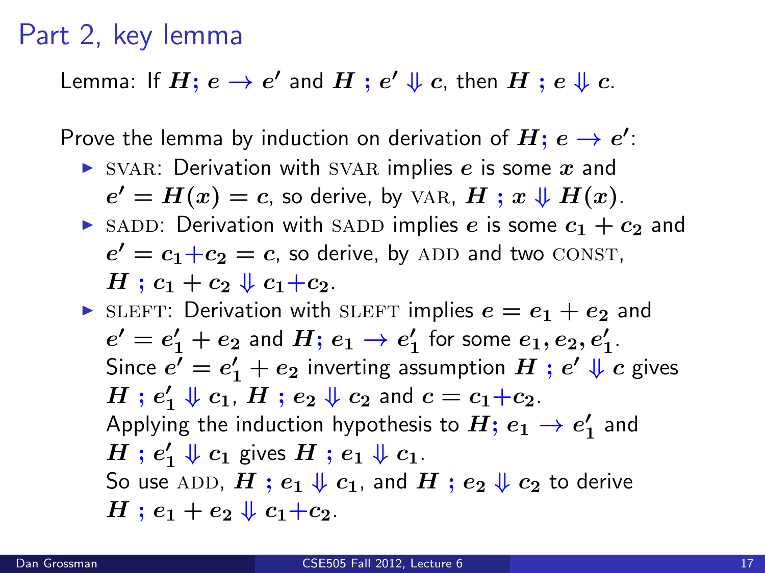# Part 2, key lemma

Lemma: If $H; e \rightarrow e'$ and $H \; ; e' \Downarrow c$, then $H \; ; e \Downarrow c$.

Prove the lemma by induction on derivation of $H; e \rightarrow e'$:

- SVAR: Derivation with SVAR implies $e$ is some $x$ and $e' = H(x) = c$, so derive, by VAR, $H \; ; x \Downarrow H(x)$.
- SADD: Derivation with SADD implies $e$ is some $c_1 + c_2$ and $e' = c_1 + c_2 = c$, so derive, by ADD and two CONST, $H \; ; c_1 + c_2 \Downarrow c_1 + c_2$.
- SLEFT: Derivation with SLEFT implies $e = e_1 + e_2$ and $e' = e'_1 + e_2$ and $H; e_1 \rightarrow e'_1$ for some $e_1, e_2, e'_1$.
  Since $e' = e'_1 + e_2$ inverting assumption $H \; ; e' \Downarrow c$ gives $H \; ; e'_1 \Downarrow c_1$, $H \; ; e_2 \Downarrow c_2$ and $c = c_1 + c_2$.
  Applying the induction hypothesis to $H; e_1 \rightarrow e'_1$ and $H \; ; e'_1 \Downarrow c_1$ gives $H \; ; e_1 \Downarrow c_1$.
  So use ADD, $H \; ; e_1 \Downarrow c_1$, and $H \; ; e_2 \Downarrow c_2$ to derive $H \; ; e_1 + e_2 \Downarrow c_1 + c_2$.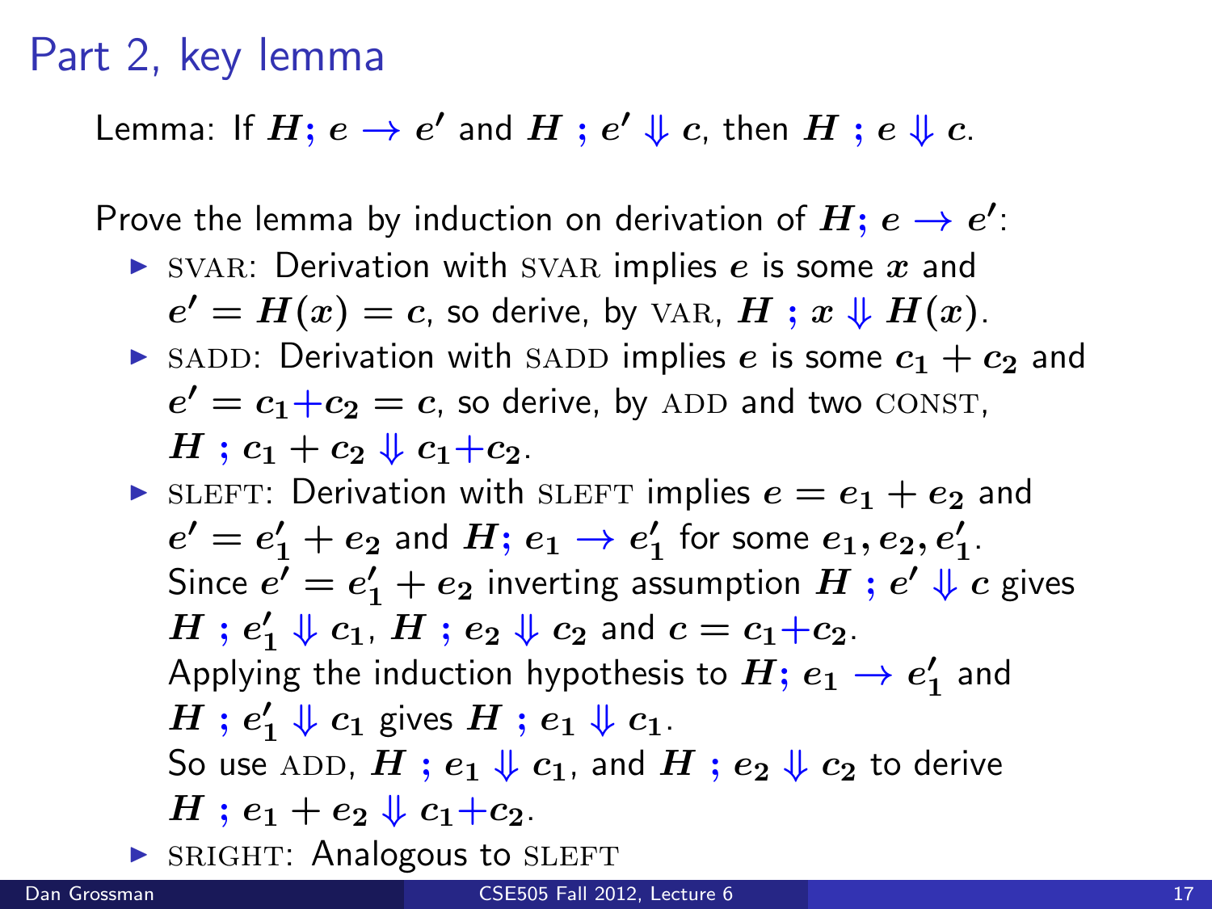# Part 2, key lemma

Lemma: If $H; e \rightarrow e'$ and $H \; ; e' \Downarrow c$, then $H \; ; e \Downarrow c$.

Prove the lemma by induction on derivation of $H; e \rightarrow e'$:

- SVAR: Derivation with SVAR implies $e$ is some $x$ and $e' = H(x) = c$, so derive, by VAR, $H \; ; x \Downarrow H(x)$.
- SADD: Derivation with SADD implies $e$ is some $c_1 + c_2$ and $e' = c_1 + c_2 = c$, so derive, by ADD and two CONST, $H \; ; c_1 + c_2 \Downarrow c_1 + c_2$.
- SLEFT: Derivation with SLEFT implies $e = e_1 + e_2$ and $e' = e_1' + e_2$ and $H; e_1 \rightarrow e_1'$ for some $e_1, e_2, e_1'$.
  Since $e' = e_1' + e_2$ inverting assumption $H \; ; e' \Downarrow c$ gives $H \; ; e_1' \Downarrow c_1$, $H \; ; e_2 \Downarrow c_2$ and $c = c_1 + c_2$.
  Applying the induction hypothesis to $H; e_1 \rightarrow e_1'$ and $H \; ; e_1' \Downarrow c_1$ gives $H \; ; e_1 \Downarrow c_1$.
  So use ADD, $H \; ; e_1 \Downarrow c_1$, and $H \; ; e_2 \Downarrow c_2$ to derive $H \; ; e_1 + e_2 \Downarrow c_1 + c_2$.
- SRIGHT: Analogous to SLEFT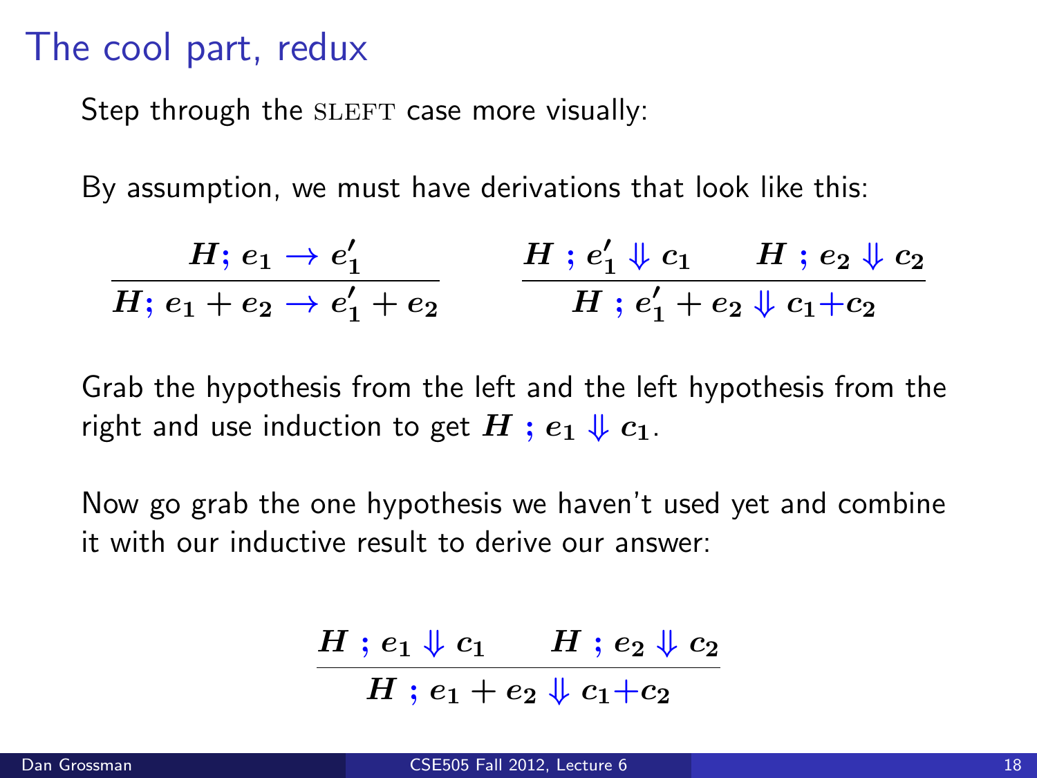# The cool part, redux

Step through the SLEFT case more visually:

By assumption, we must have derivations that look like this:

$$\frac{H;\, e_1 \to e_1'}{H;\, e_1 + e_2 \to e_1' + e_2} \qquad \frac{H\ ;\, e_1' \Downarrow c_1 \qquad H\ ;\, e_2 \Downarrow c_2}{H\ ;\, e_1' + e_2 \Downarrow c_1 + c_2}$$

Grab the hypothesis from the left and the left hypothesis from the right and use induction to get $H\ ;\, e_1 \Downarrow c_1$.

Now go grab the one hypothesis we haven't used yet and combine it with our inductive result to derive our answer:

$$\frac{H\ ;\, e_1 \Downarrow c_1 \qquad H\ ;\, e_2 \Downarrow c_2}{H\ ;\, e_1 + e_2 \Downarrow c_1 + c_2}$$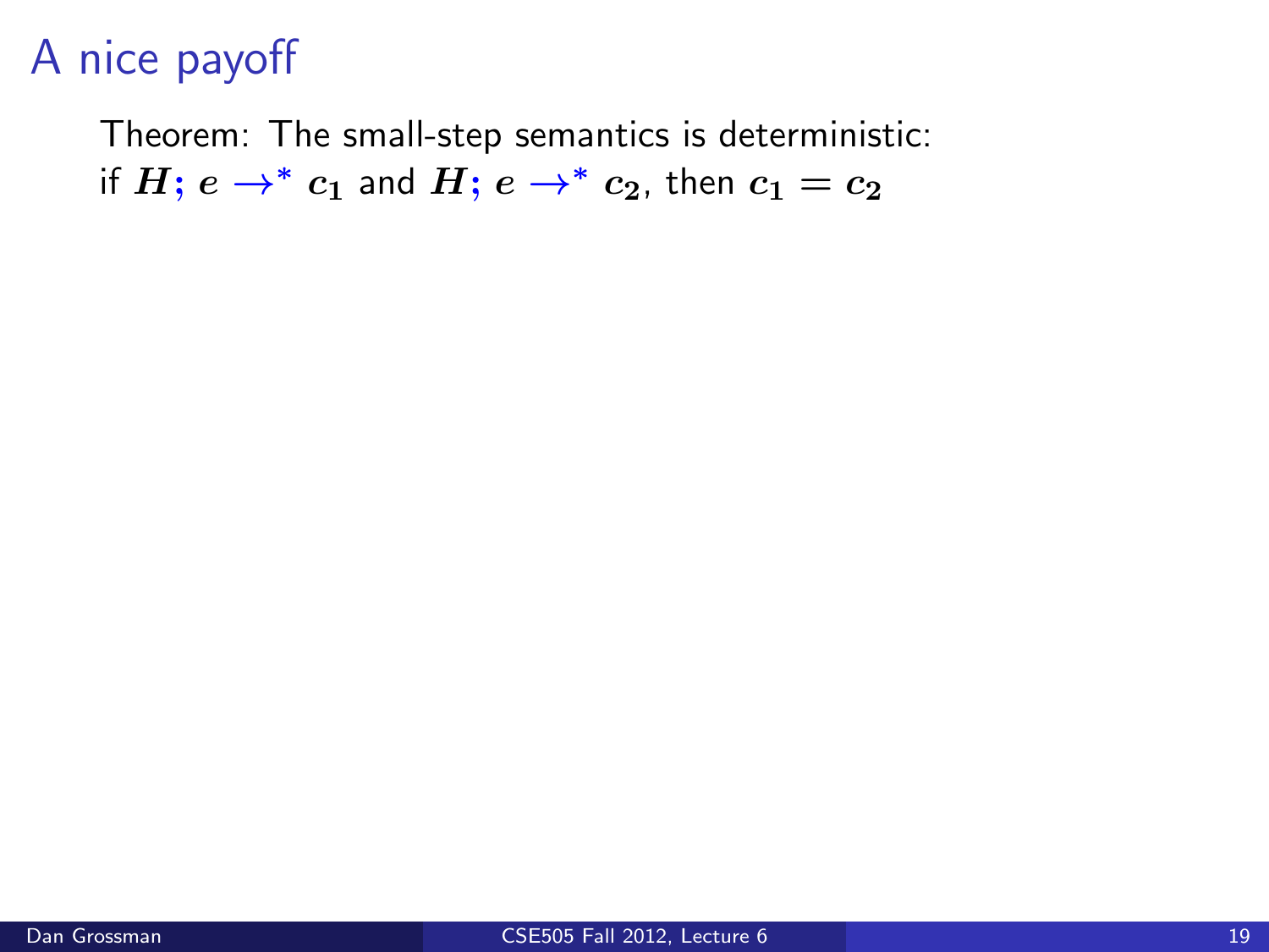# A nice payoff

Theorem: The small-step semantics is deterministic:
if $H; e \rightarrow^* c_1$ and $H; e \rightarrow^* c_2$, then $c_1 = c_2$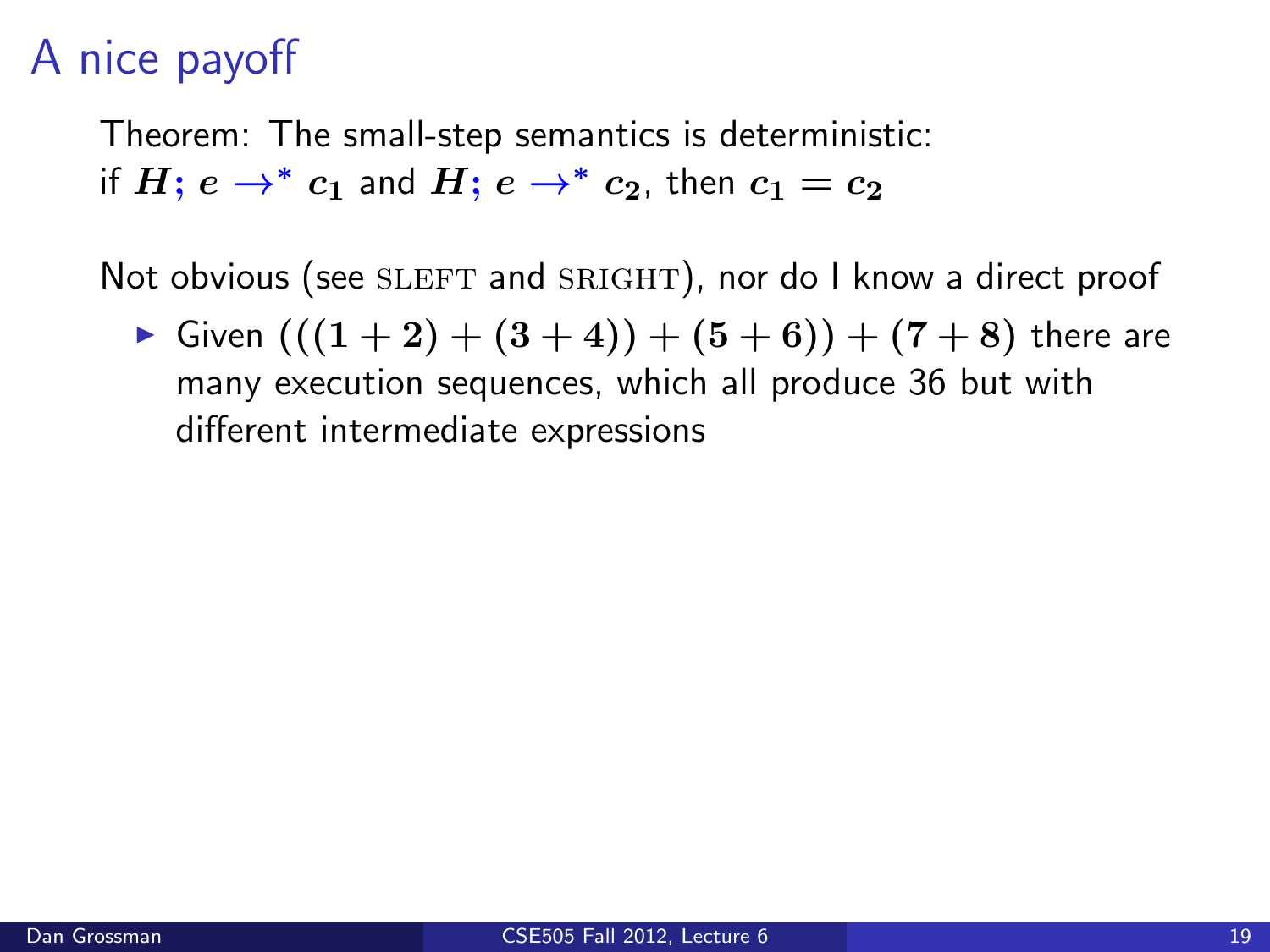# A nice payoff

Theorem: The small-step semantics is deterministic:
if $H; e \rightarrow^* c_1$ and $H; e \rightarrow^* c_2$, then $c_1 = c_2$

Not obvious (see SLEFT and SRIGHT), nor do I know a direct proof

- Given $(((1 + 2) + (3 + 4)) + (5 + 6)) + (7 + 8)$ there are many execution sequences, which all produce 36 but with different intermediate expressions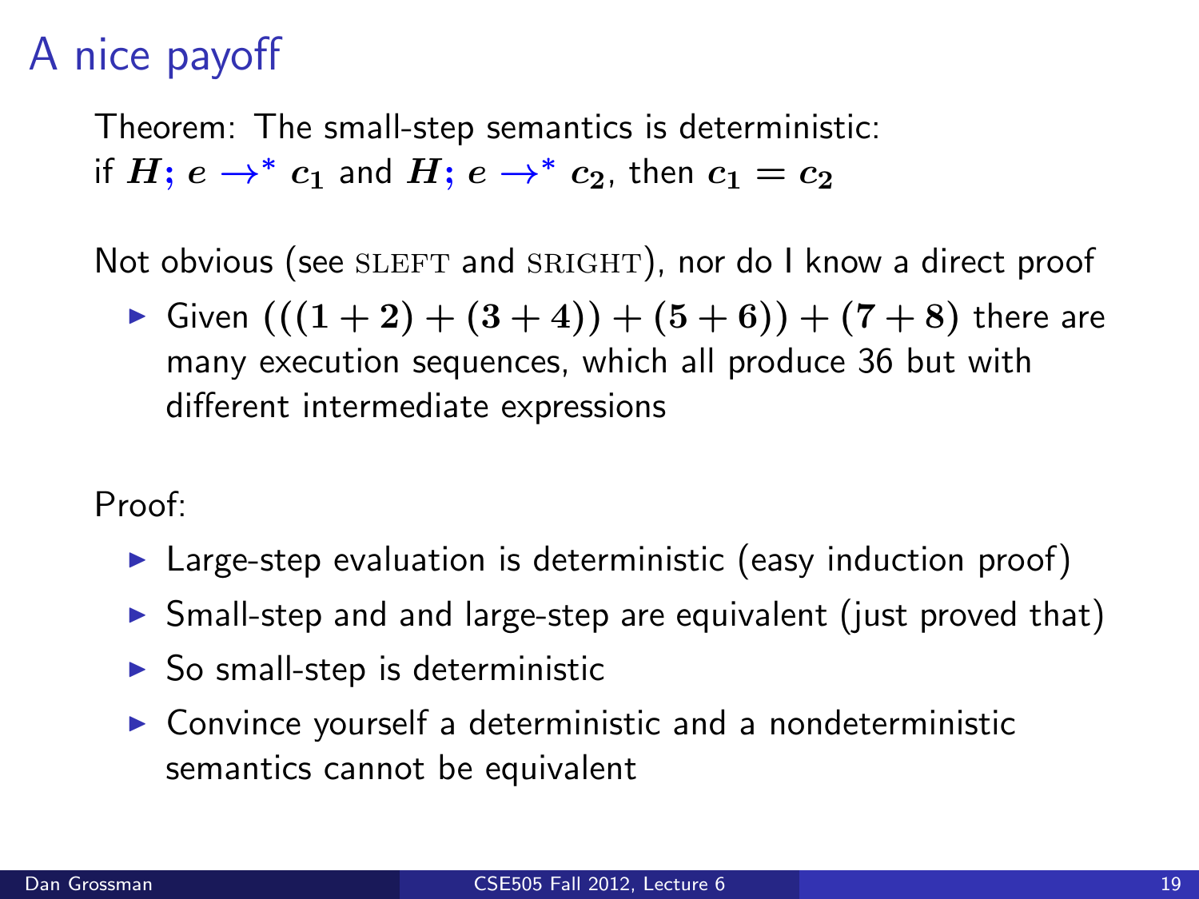# A nice payoff

Theorem: The small-step semantics is deterministic:
if $H; e \rightarrow^* c_1$ and $H; e \rightarrow^* c_2$, then $c_1 = c_2$

Not obvious (see SLEFT and SRIGHT), nor do I know a direct proof

- Given $(((1 + 2) + (3 + 4)) + (5 + 6)) + (7 + 8)$ there are many execution sequences, which all produce 36 but with different intermediate expressions

Proof:

- Large-step evaluation is deterministic (easy induction proof)
- Small-step and and large-step are equivalent (just proved that)
- So small-step is deterministic
- Convince yourself a deterministic and a nondeterministic semantics cannot be equivalent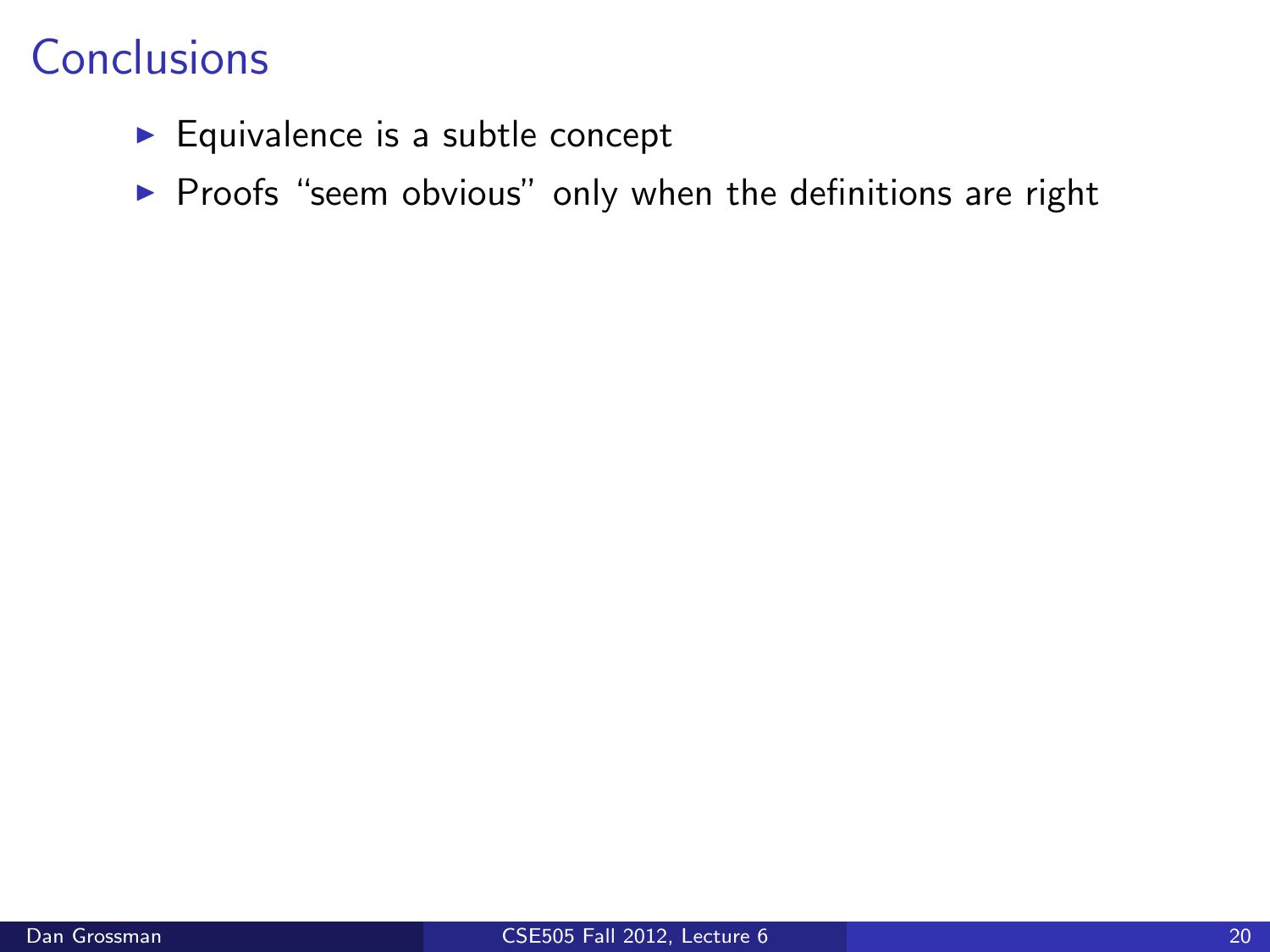# Conclusions

- Equivalence is a subtle concept
- Proofs "seem obvious" only when the definitions are right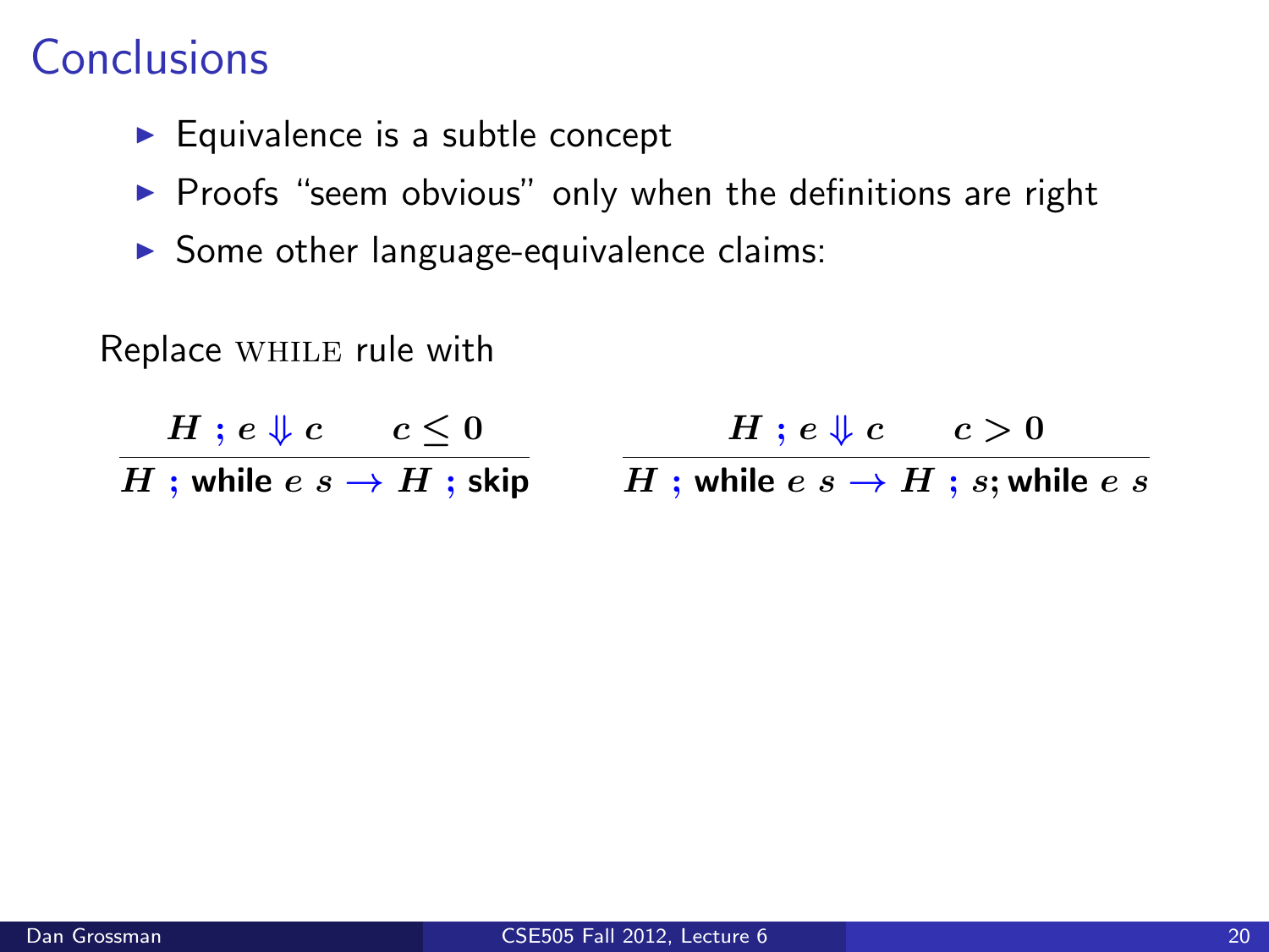# Conclusions

- Equivalence is a subtle concept
- Proofs "seem obvious" only when the definitions are right
- Some other language-equivalence claims:

Replace WHILE rule with

$$\frac{H\ ;\ e \Downarrow c \qquad c \leq 0}{H\ ;\ \textbf{while}\ e\ s \rightarrow H\ ;\ \textbf{skip}} \qquad \frac{H\ ;\ e \Downarrow c \qquad c > 0}{H\ ;\ \textbf{while}\ e\ s \rightarrow H\ ;\ s; \textbf{while}\ e\ s}$$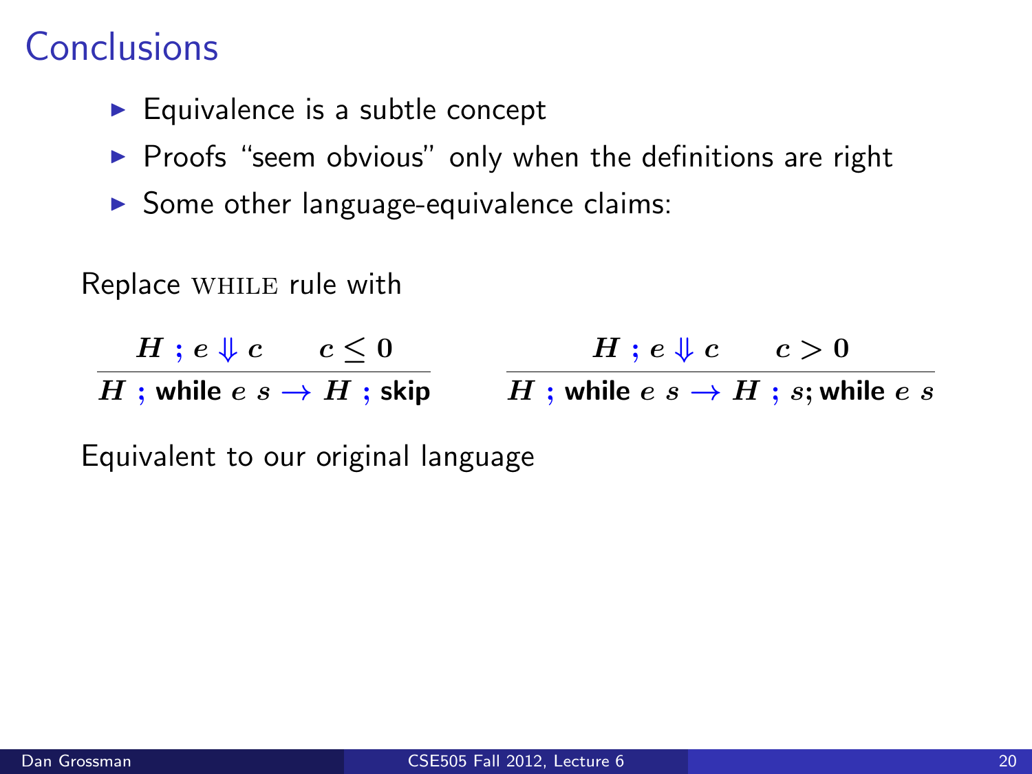# Conclusions

- Equivalence is a subtle concept
- Proofs "seem obvious" only when the definitions are right
- Some other language-equivalence claims:

Replace WHILE rule with

$$\frac{H \; ; e \Downarrow c \qquad c \leq 0}{H \; ; \textbf{while } e \; s \rightarrow H \; ; \textbf{skip}} \qquad \frac{H \; ; e \Downarrow c \qquad c > 0}{H \; ; \textbf{while } e \; s \rightarrow H \; ; s; \textbf{while } e \; s}$$

Equivalent to our original language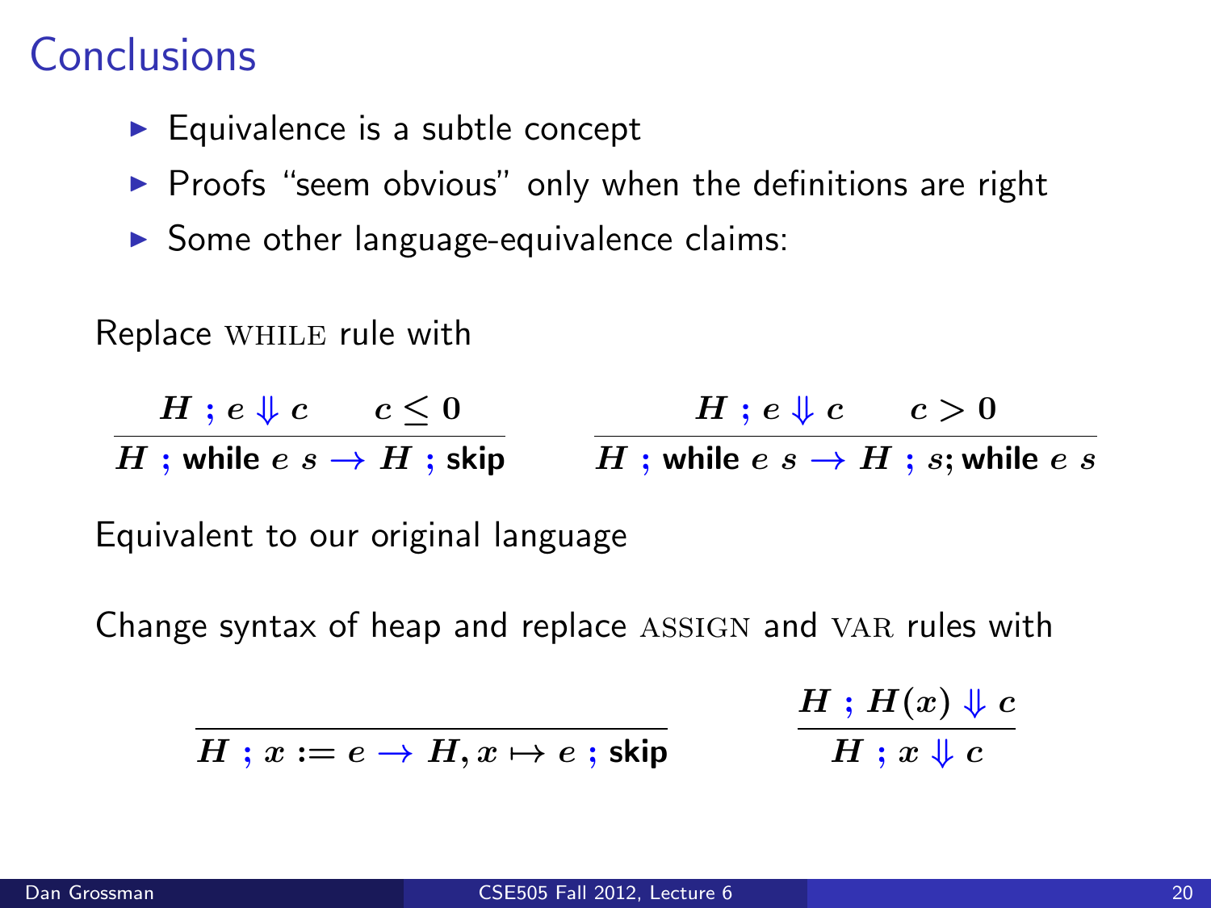# Conclusions

- Equivalence is a subtle concept
- Proofs "seem obvious" only when the definitions are right
- Some other language-equivalence claims:

Replace WHILE rule with

$$\frac{H \; ; \; e \Downarrow c \qquad c \leq 0}{H \; ; \; \textbf{while} \; e \; s \rightarrow H \; ; \; \textbf{skip}} \qquad \frac{H \; ; \; e \Downarrow c \qquad c > 0}{H \; ; \; \textbf{while} \; e \; s \rightarrow H \; ; \; s ; \textbf{while} \; e \; s}$$

Equivalent to our original language

Change syntax of heap and replace ASSIGN and VAR rules with

$$\frac{}{H \; ; \; x := e \rightarrow H, x \mapsto e \; ; \; \textbf{skip}} \qquad \frac{H \; ; \; H(x) \Downarrow c}{H \; ; \; x \Downarrow c}$$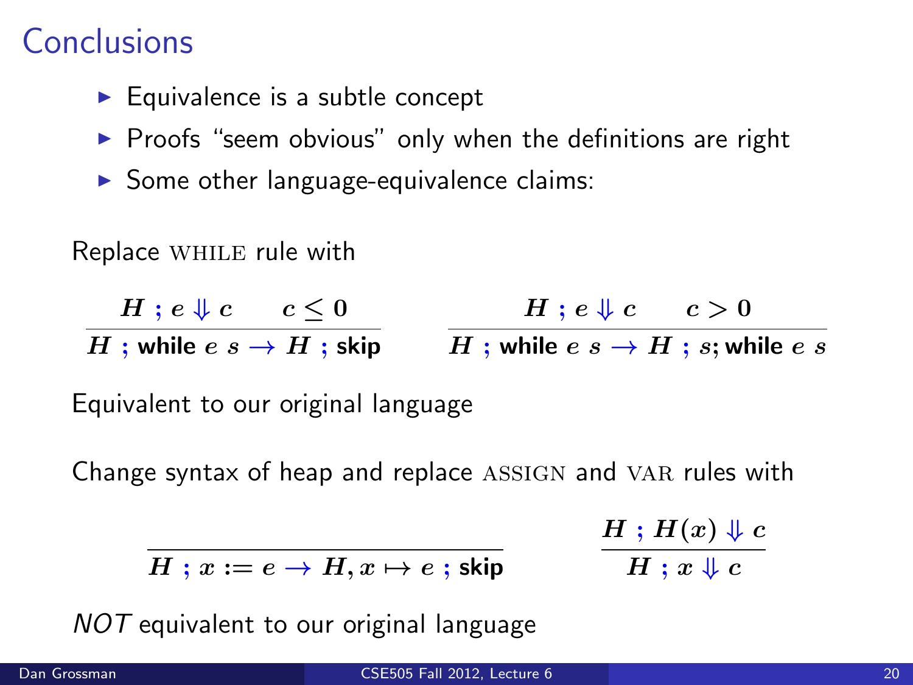# Conclusions

- Equivalence is a subtle concept
- Proofs "seem obvious" only when the definitions are right
- Some other language-equivalence claims:

Replace WHILE rule with

$$\frac{H\ ;\ e \Downarrow c \qquad c \leq 0}{H\ ;\ \textbf{while}\ e\ s \rightarrow H\ ;\ \textbf{skip}} \qquad \frac{H\ ;\ e \Downarrow c \qquad c > 0}{H\ ;\ \textbf{while}\ e\ s \rightarrow H\ ;\ s; \textbf{while}\ e\ s}$$

Equivalent to our original language

Change syntax of heap and replace ASSIGN and VAR rules with

$$\frac{}{H\ ;\ x := e \rightarrow H, x \mapsto e\ ;\ \textbf{skip}} \qquad \frac{H\ ;\ H(x) \Downarrow c}{H\ ;\ x \Downarrow c}$$

*NOT* equivalent to our original language